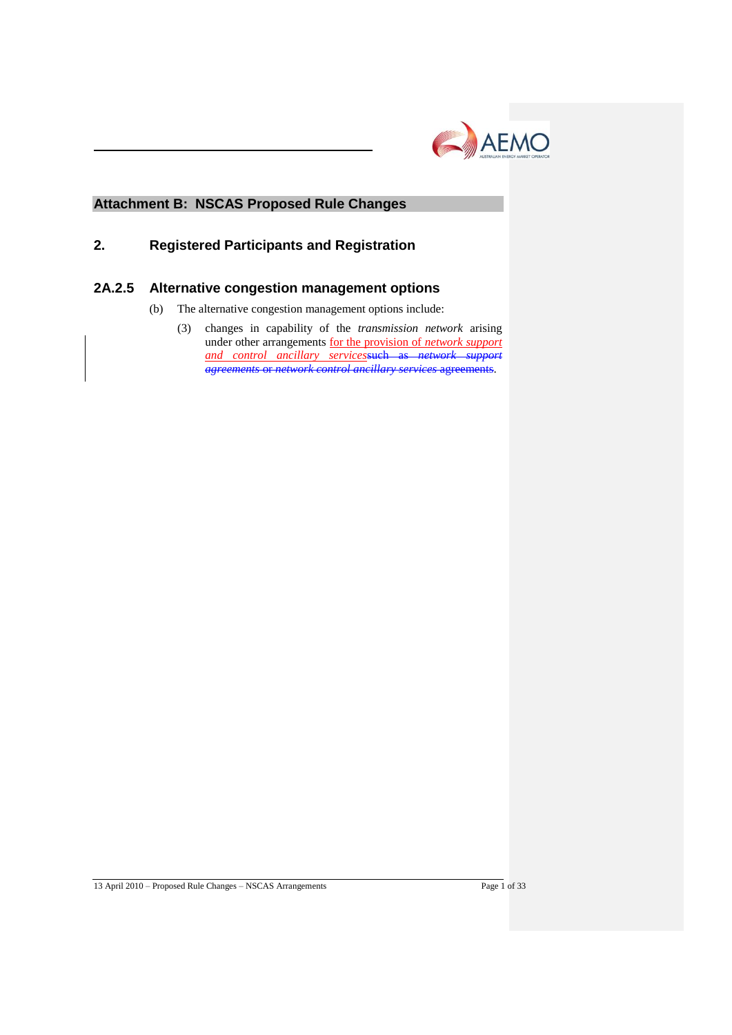## Attachment B: NSCAS Proposed Rule Changes

## 2. Registered Participants and Registration

### 2A.2.5 Alternative congestion management options

(b) The alternative congestion management options include:

(3) changes in capability of the *transmission network* arising under other arrangements for the provision of *network support and control ancillary services*~~such as *network support agreements* or *network control ancillary services* agreements~~.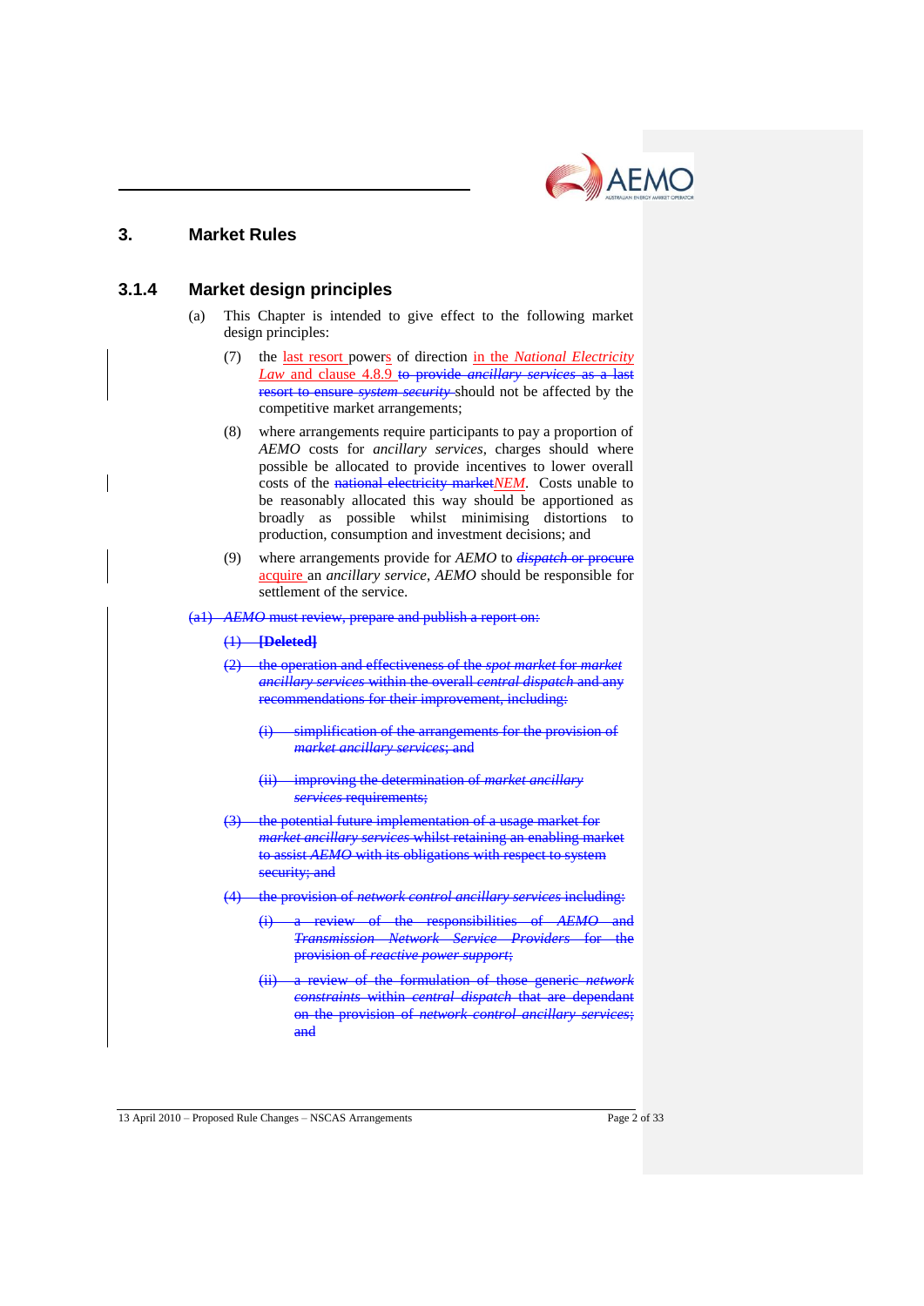## 3. Market Rules

### 3.1.4 Market design principles

(a) This Chapter is intended to give effect to the following market design principles:

(7) the last resort powers of direction in the *National Electricity Law* and clause 4.8.9 ~~to provide *ancillary services* as a last resort to ensure *system security*~~ should not be affected by the competitive market arrangements;

(8) where arrangements require participants to pay a proportion of *AEMO* costs for *ancillary services*, charges should where possible be allocated to provide incentives to lower overall costs of the ~~national electricity market~~*NEM*. Costs unable to be reasonably allocated this way should be apportioned as broadly as possible whilst minimising distortions to production, consumption and investment decisions; and

(9) where arrangements provide for *AEMO* to ~~*dispatch* or procure~~ acquire an *ancillary service*, *AEMO* should be responsible for settlement of the service.

~~(a1) *AEMO* must review, prepare and publish a report on:~~

~~(1) **[Deleted]**~~

~~(2) the operation and effectiveness of the *spot market* for *market ancillary services* within the overall *central dispatch* and any recommendations for their improvement, including:~~

~~(i) simplification of the arrangements for the provision of *market ancillary services*; and~~

~~(ii) improving the determination of *market ancillary services* requirements;~~

~~(3) the potential future implementation of a usage market for *market ancillary services* whilst retaining an enabling market to assist *AEMO* with its obligations with respect to system security; and~~

~~(4) the provision of *network control ancillary services* including:~~

~~(i) a review of the responsibilities of *AEMO* and *Transmission Network Service Providers* for the provision of *reactive power support*;~~

~~(ii) a review of the formulation of those generic *network constraints* within *central dispatch* that are dependant on the provision of *network control ancillary services*; and~~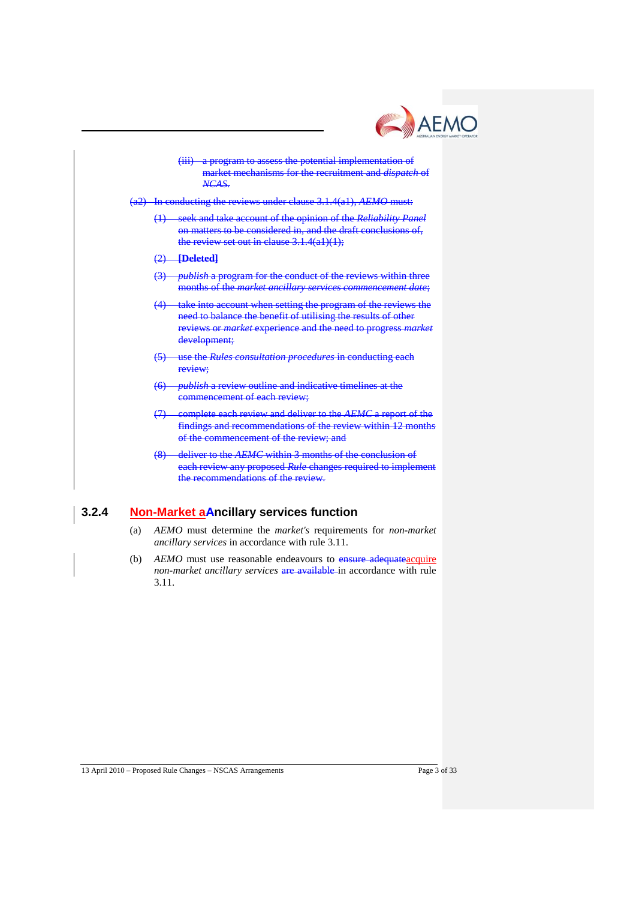~~(iii) a program to assess the potential implementation of market mechanisms for the recruitment and *dispatch* of *NCAS*.~~

~~(a2) In conducting the reviews under clause 3.1.4(a1), *AEMO* must:~~

~~(1) seek and take account of the opinion of the *Reliability Panel* on matters to be considered in, and the draft conclusions of, the review set out in clause 3.1.4(a1)(1);~~

~~(2) **[Deleted]**~~

~~(3) *publish* a program for the conduct of the reviews within three months of the *market ancillary services commencement date*;~~

~~(4) take into account when setting the program of the reviews the need to balance the benefit of utilising the results of other reviews or *market* experience and the need to progress *market* development;~~

~~(5) use the *Rules consultation procedures* in conducting each review;~~

~~(6) *publish* a review outline and indicative timelines at the commencement of each review;~~

~~(7) complete each review and deliver to the *AEMC* a report of the findings and recommendations of the review within 12 months of the commencement of the review; and~~

~~(8) deliver to the *AEMC* within 3 months of the conclusion of each review any proposed *Rule* changes required to implement the recommendations of the review.~~

### 3.2.4 Non-Market a~~A~~ncillary services function

(a) *AEMO* must determine the *market's* requirements for *non-market ancillary services* in accordance with rule 3.11.

(b) *AEMO* must use reasonable endeavours to ~~ensure adequate~~acquire *non-market ancillary services* ~~are available~~ in accordance with rule 3.11.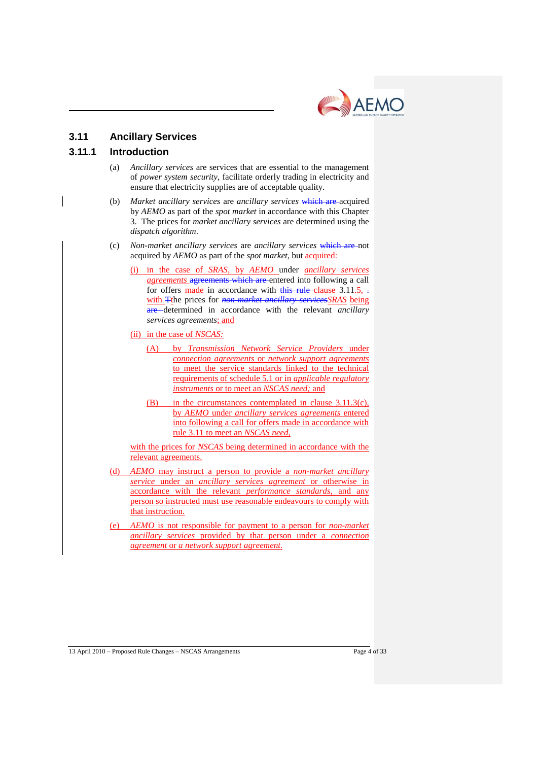## 3.11 Ancillary Services

### 3.11.1 Introduction

(a) *Ancillary services* are services that are essential to the management of *power system security*, facilitate orderly trading in electricity and ensure that electricity supplies are of acceptable quality.

(b) *Market ancillary services* are *ancillary services* which are acquired by *AEMO* as part of the *spot market* in accordance with this Chapter 3. The prices for *market ancillary services* are determined using the *dispatch algorithm*.

(c) *Non-market ancillary services* are *ancillary services* which are not acquired by *AEMO* as part of the *spot market*, but acquired:

(i) in the case of *SRAS*, by *AEMO* under *ancillary services agreements* agreements which are entered into following a call for offers made in accordance with this rule clause 3.11.5, . with Tthe prices for *non-market ancillary services* *SRAS* being are determined in accordance with the relevant *ancillary services agreements*; and

(ii) in the case of *NSCAS*:

(A) by *Transmission Network Service Providers* under *connection agreements* or *network support agreements* to meet the service standards linked to the technical requirements of schedule 5.1 or in *applicable regulatory instruments* or to meet an *NSCAS need*; and

(B) in the circumstances contemplated in clause 3.11.3(c), by *AEMO* under *ancillary services agreements* entered into following a call for offers made in accordance with rule 3.11 to meet an *NSCAS need*,

with the prices for *NSCAS* being determined in accordance with the relevant agreements.

(d) *AEMO* may instruct a person to provide a *non-market ancillary service* under an *ancillary services agreement* or otherwise in accordance with the relevant *performance standards*, and any person so instructed must use reasonable endeavours to comply with that instruction.

(e) *AEMO* is not responsible for payment to a person for *non-market ancillary services* provided by that person under a *connection agreement* or a *network support agreement*.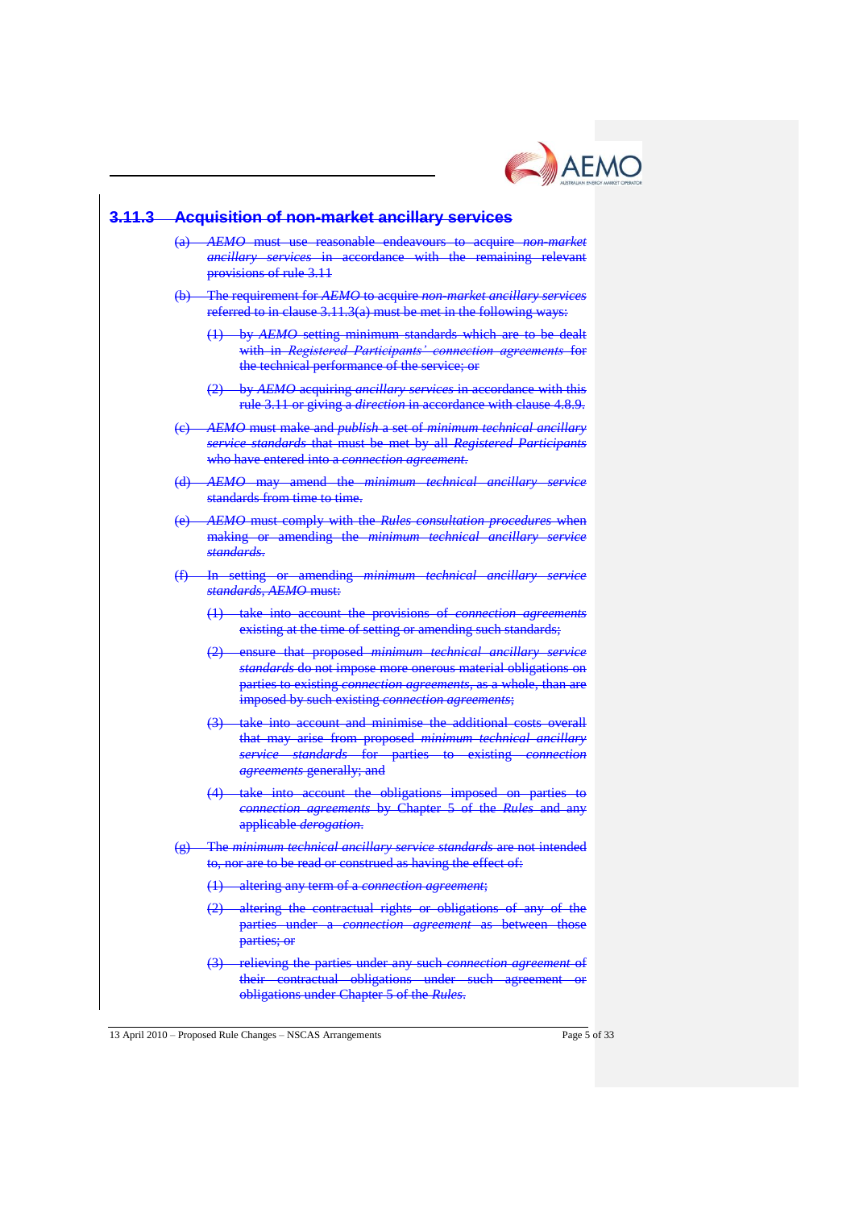### ~~3.11.3 Acquisition of non-market ancillary services~~

~~(a) *AEMO* must use reasonable endeavours to acquire *non-market ancillary services* in accordance with the remaining relevant provisions of rule 3.11~~

~~(b) The requirement for *AEMO* to acquire *non-market ancillary services* referred to in clause 3.11.3(a) must be met in the following ways:~~

~~(1) by *AEMO* setting minimum standards which are to be dealt with in *Registered Participants' connection agreements* for the technical performance of the service; or~~

~~(2) by *AEMO* acquiring *ancillary services* in accordance with this rule 3.11 or giving a *direction* in accordance with clause 4.8.9.~~

~~(c) *AEMO* must make and *publish* a set of *minimum technical ancillary service standards* that must be met by all *Registered Participants* who have entered into a *connection agreement.*~~

~~(d) *AEMO* may amend the *minimum technical ancillary service* standards from time to time.~~

~~(e) *AEMO* must comply with the *Rules consultation procedures* when making or amending the *minimum technical ancillary service standards.*~~

~~(f) In setting or amending *minimum technical ancillary service standards, AEMO* must:~~

~~(1) take into account the provisions of *connection agreements* existing at the time of setting or amending such standards;~~

~~(2) ensure that proposed *minimum technical ancillary service standards* do not impose more onerous material obligations on parties to existing *connection agreements*, as a whole, than are imposed by such existing *connection agreements*;~~

~~(3) take into account and minimise the additional costs overall that may arise from proposed *minimum technical ancillary service standards* for parties to existing *connection agreements* generally; and~~

~~(4) take into account the obligations imposed on parties to *connection agreements* by Chapter 5 of the *Rules* and any applicable *derogation.*~~

~~(g) The *minimum technical ancillary service standards* are not intended to, nor are to be read or construed as having the effect of:~~

~~(1) altering any term of a *connection agreement*;~~

~~(2) altering the contractual rights or obligations of any of the parties under a *connection agreement* as between those parties; or~~

~~(3) relieving the parties under any such *connection agreement* of their contractual obligations under such agreement or obligations under Chapter 5 of the *Rules.*~~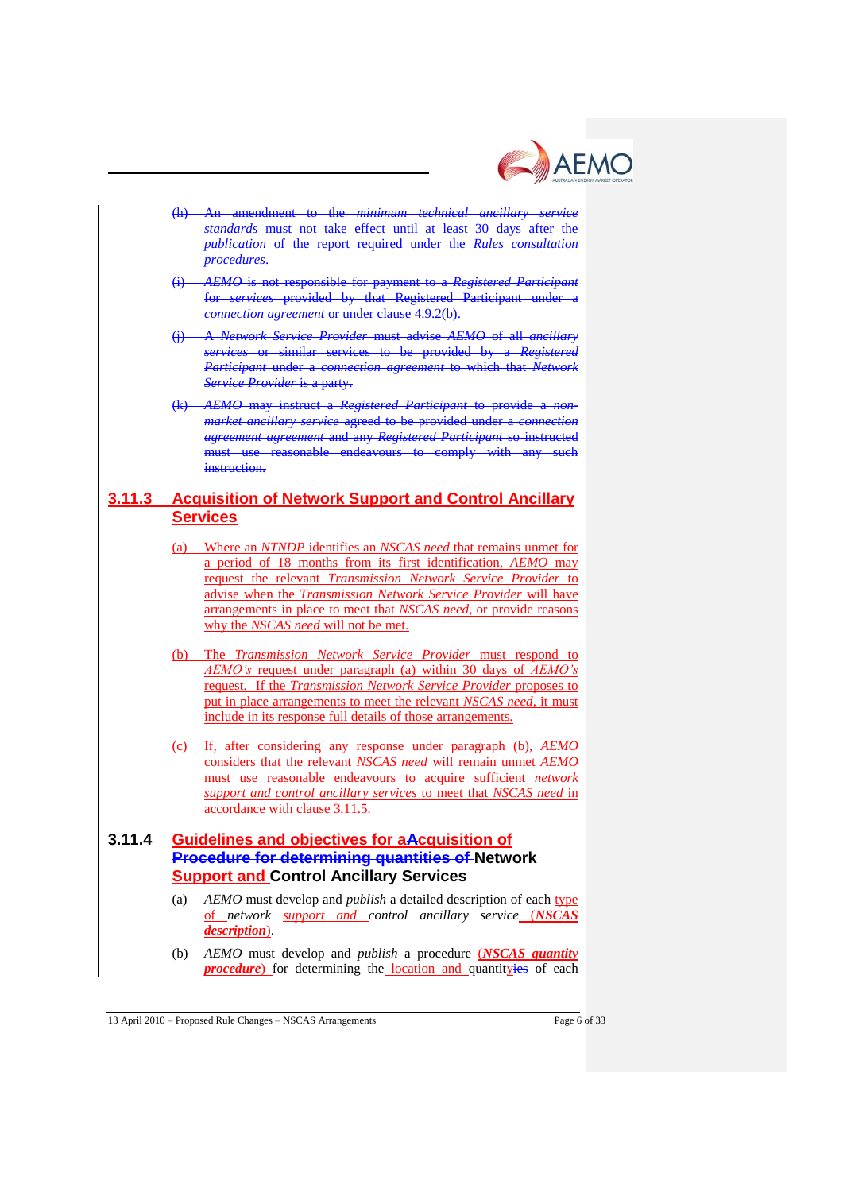~~(h) An amendment to the *minimum technical ancillary service standards* must not take effect until at least 30 days after the *publication* of the report required under the *Rules consultation procedures*.~~

~~(i) *AEMO* is not responsible for payment to a *Registered Participant* for *services* provided by that Registered Participant under a *connection agreement* or under clause 4.9.2(b).~~

~~(j) A *Network Service Provider* must advise *AEMO* of all *ancillary services* or similar services to be provided by a *Registered Participant* under a *connection agreement* to which that *Network Service Provider* is a party.~~

~~(k) *AEMO* may instruct a *Registered Participant* to provide a *non-market ancillary service* agreed to be provided under a *connection agreement agreement* and any *Registered Participant* so instructed must use reasonable endeavours to comply with any such instruction.~~

### 3.11.3 Acquisition of Network Support and Control Ancillary Services

(a) Where an *NTNDP* identifies an *NSCAS need* that remains unmet for a period of 18 months from its first identification, *AEMO* may request the relevant *Transmission Network Service Provider* to advise when the *Transmission Network Service Provider* will have arrangements in place to meet that *NSCAS need*, or provide reasons why the *NSCAS need* will not be met.

(b) The *Transmission Network Service Provider* must respond to *AEMO's* request under paragraph (a) within 30 days of *AEMO's* request. If the *Transmission Network Service Provider* proposes to put in place arrangements to meet the relevant *NSCAS need*, it must include in its response full details of those arrangements.

(c) If, after considering any response under paragraph (b), *AEMO* considers that the relevant *NSCAS need* will remain unmet *AEMO* must use reasonable endeavours to acquire sufficient *network support and control ancillary services* to meet that *NSCAS need* in accordance with clause 3.11.5.

### 3.11.4 Guidelines and objectives for a~~A~~cquisition of ~~Procedure for determining quantities of~~ Network Support and Control Ancillary Services

(a) *AEMO* must develop and *publish* a detailed description of each type of *network support and control ancillary service* (***NSCAS description***).

(b) *AEMO* must develop and *publish* a procedure (***NSCAS quantity procedure***) for determining the location and quantit~~ies~~y of each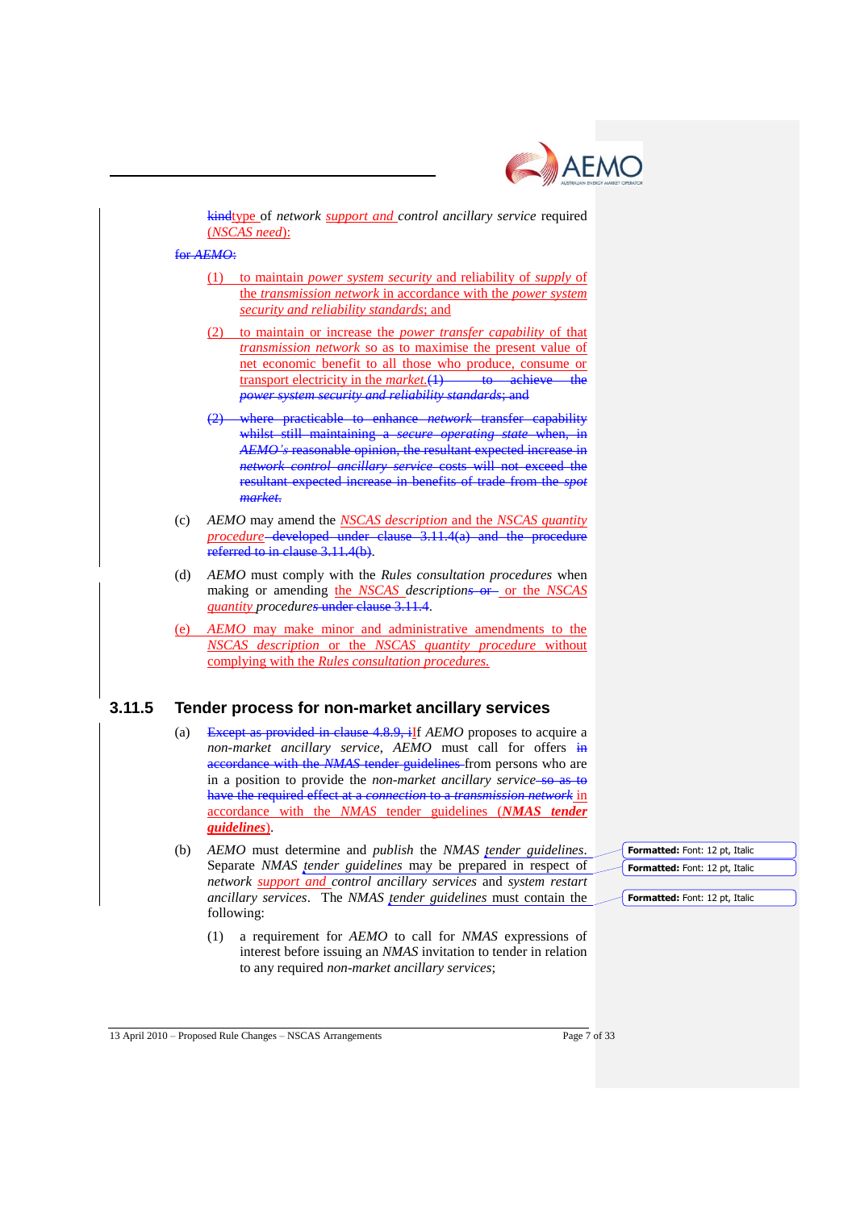~~kind~~type of *network* *support and* control *ancillary service* required (*NSCAS need*):

~~for *AEMO*:~~

(1) to maintain *power system security* and reliability of *supply* of the *transmission network* in accordance with the *power system security and reliability standards*; and

(2) to maintain or increase the *power transfer capability* of that *transmission network* so as to maximise the present value of net economic benefit to all those who produce, consume or transport electricity in the *market*.~~(1) to achieve the *power system security and reliability standards*; and~~

~~(2) where practicable to enhance *network* transfer capability whilst still maintaining a *secure operating state* when, in *AEMO's* reasonable opinion, the resultant expected increase in *network control ancillary service* costs will not exceed the resultant expected increase in benefits of trade from the *spot market*.~~

(c) *AEMO* may amend the *NSCAS description* and the *NSCAS quantity procedure* ~~developed under clause 3.11.4(a) and the procedure referred to in clause 3.11.4(b)~~.

(d) *AEMO* must comply with the *Rules consultation procedures* when making or amending the *NSCAS* *description*~~s or~~ or the *NSCAS quantity* *procedure*~~s under clause 3.11.4~~.

(e) *AEMO* may make minor and administrative amendments to the *NSCAS description* or the *NSCAS quantity procedure* without complying with the *Rules consultation procedures*.

### 3.11.5 Tender process for non-market ancillary services

(a) ~~Except as provided in clause 4.8.9, i~~If *AEMO* proposes to acquire a *non-market ancillary service*, *AEMO* must call for offers ~~in accordance with the *NMAS tender guidelines*~~ from persons who are in a position to provide the *non-market ancillary service* ~~so as to have the required effect at a *connection* to a *transmission network*~~ in accordance with the *NMAS* tender guidelines (***NMAS tender guidelines***).

(b) *AEMO* must determine and *publish* the *NMAS tender guidelines*. Separate *NMAS tender guidelines* may be prepared in respect of *network support and* control *ancillary services* and *system restart ancillary services*. The *NMAS tender guidelines* must contain the following:

(1) a requirement for *AEMO* to call for *NMAS* expressions of interest before issuing an *NMAS* invitation to tender in relation to any required *non-market ancillary services*;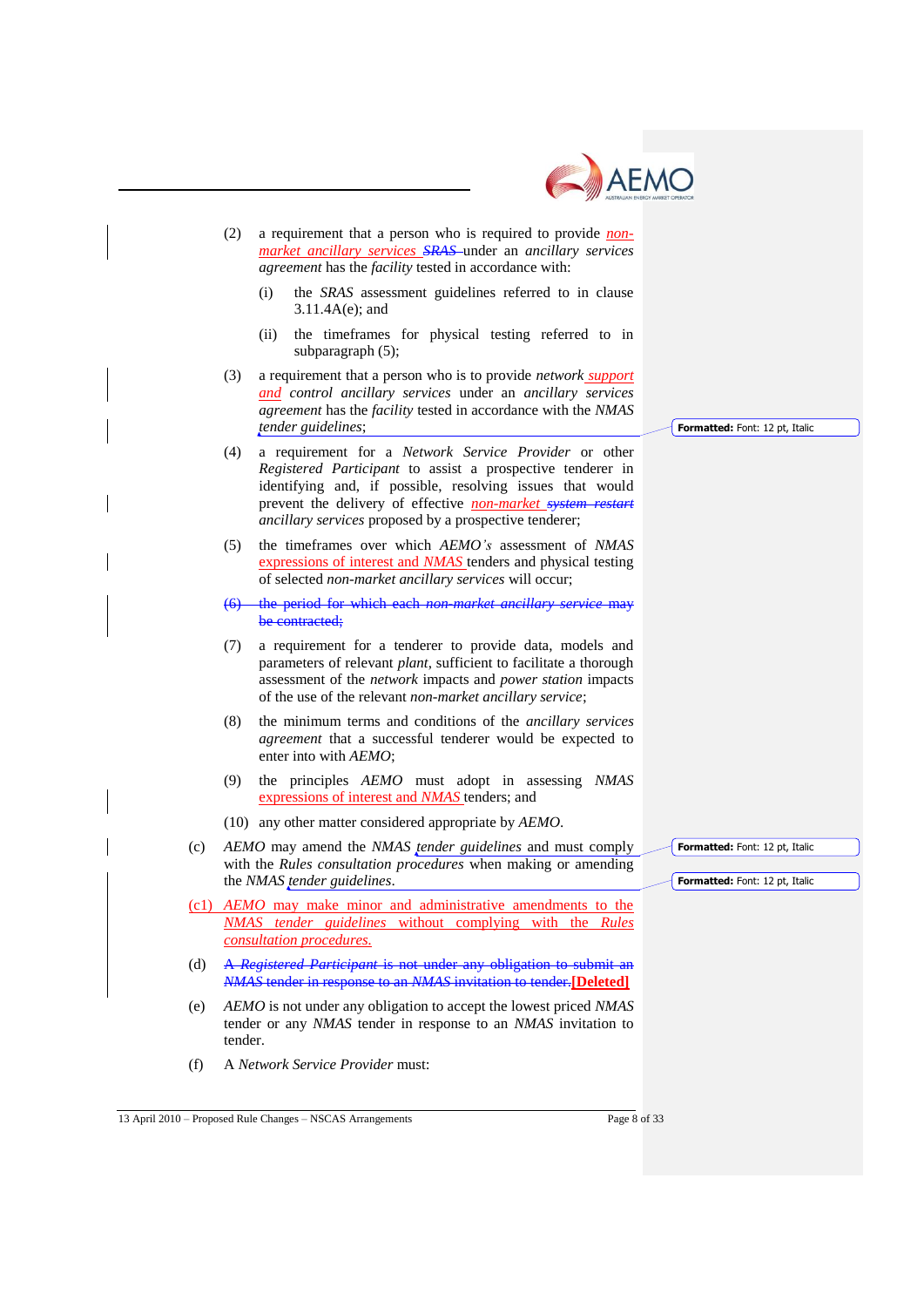(2) a requirement that a person who is required to provide *non-market ancillary services* ~~*SRAS*~~ under an *ancillary services agreement* has the *facility* tested in accordance with:

(i) the *SRAS* assessment guidelines referred to in clause 3.11.4A(e); and

(ii) the timeframes for physical testing referred to in subparagraph (5);

(3) a requirement that a person who is to provide *network support and control ancillary services* under an *ancillary services agreement* has the *facility* tested in accordance with the *NMAS tender guidelines*;

(4) a requirement for a *Network Service Provider* or other *Registered Participant* to assist a prospective tenderer in identifying and, if possible, resolving issues that would prevent the delivery of effective *non-market* ~~*system restart*~~ *ancillary services* proposed by a prospective tenderer;

(5) the timeframes over which *AEMO's* assessment of *NMAS* expressions of interest and *NMAS* tenders and physical testing of selected *non-market ancillary services* will occur;

~~(6) the period for which each *non-market ancillary service* may be contracted;~~

(7) a requirement for a tenderer to provide data, models and parameters of relevant *plant*, sufficient to facilitate a thorough assessment of the *network* impacts and *power station* impacts of the use of the relevant *non-market ancillary service*;

(8) the minimum terms and conditions of the *ancillary services agreement* that a successful tenderer would be expected to enter into with *AEMO*;

(9) the principles *AEMO* must adopt in assessing *NMAS* expressions of interest and *NMAS* tenders; and

(10) any other matter considered appropriate by *AEMO*.

(c) *AEMO* may amend the *NMAS tender guidelines* and must comply with the *Rules consultation procedures* when making or amending the *NMAS tender guidelines*.

(c1) *AEMO* may make minor and administrative amendments to the *NMAS tender guidelines* without complying with the *Rules consultation procedures.*

(d) ~~A *Registered Participant* is not under any obligation to submit an *NMAS* tender in response to an *NMAS* invitation to tender.~~ **[Deleted]**

(e) *AEMO* is not under any obligation to accept the lowest priced *NMAS* tender or any *NMAS* tender in response to an *NMAS* invitation to tender.

(f) A *Network Service Provider* must: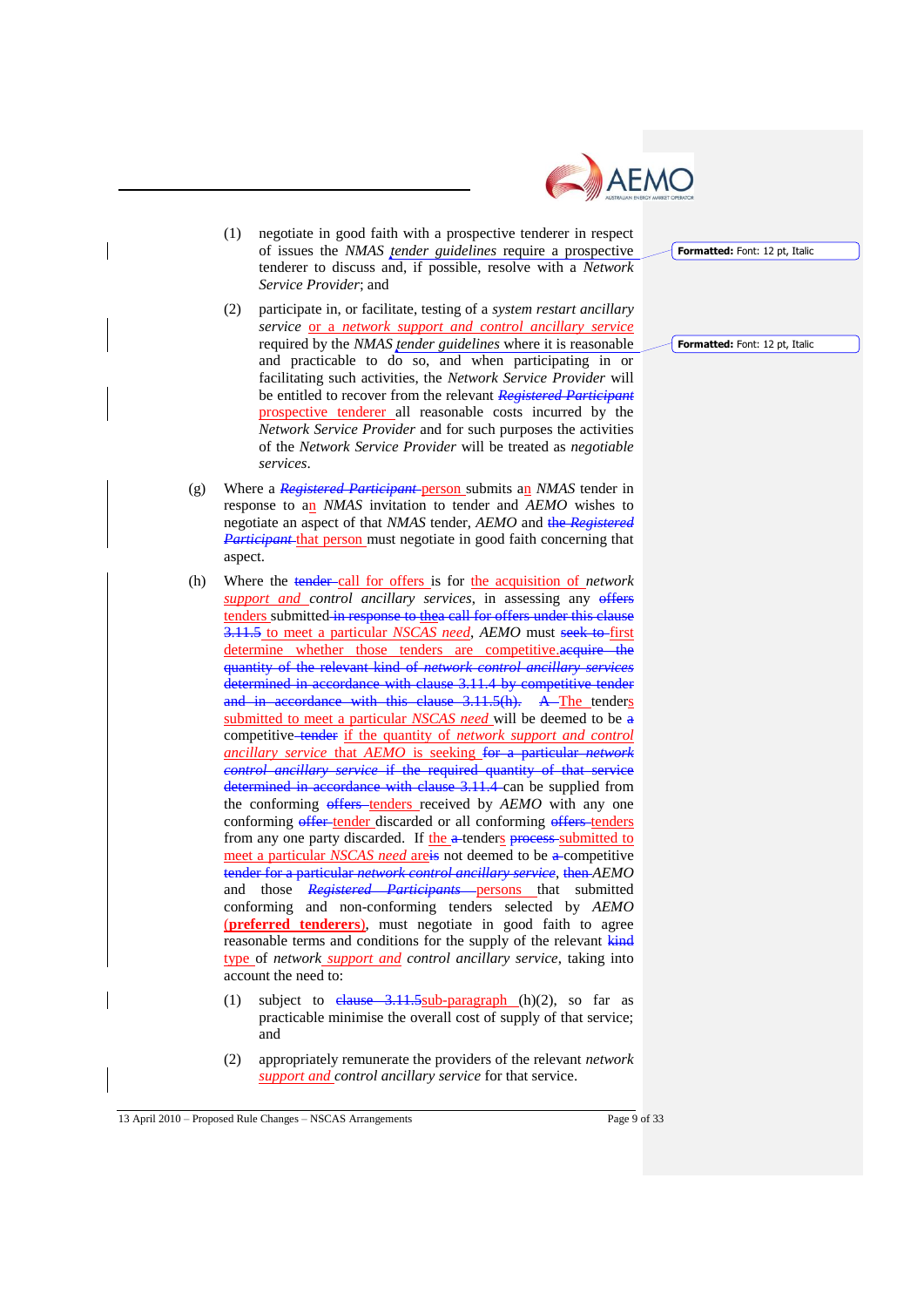(1) negotiate in good faith with a prospective tenderer in respect of issues the *NMAS tender guidelines* require a prospective tenderer to discuss and, if possible, resolve with a *Network Service Provider*; and

(2) participate in, or facilitate, testing of a *system restart ancillary service* or a *network support and control ancillary service* required by the *NMAS tender guidelines* where it is reasonable and practicable to do so, and when participating in or facilitating such activities, the *Network Service Provider* will be entitled to recover from the relevant ~~*Registered Participant*~~ prospective tenderer all reasonable costs incurred by the *Network Service Provider* and for such purposes the activities of the *Network Service Provider* will be treated as *negotiable services*.

(g) Where a ~~*Registered Participant*~~ person submits an *NMAS* tender in response to an *NMAS* invitation to tender and *AEMO* wishes to negotiate an aspect of that *NMAS* tender, *AEMO* and ~~the *Registered Participant*~~ that person must negotiate in good faith concerning that aspect.

(h) Where the ~~tender~~ call for offers is for the acquisition of *network support and control ancillary services*, in assessing any ~~offers~~ tenders submitted ~~in response to thea call for offers under this clause 3.11.5~~ to meet a particular *NSCAS need*, *AEMO* must ~~seek to~~ first determine whether those tenders are competitive.~~acquire the quantity of the relevant kind of *network control ancillary services* determined in accordance with clause 3.11.4 by competitive tender and in accordance with this clause 3.11.5(h).~~ ~~A~~ The tenders submitted to meet a particular *NSCAS need* will be deemed to be ~~a~~ competitive ~~tender~~ if the quantity of *network support and control ancillary service* that *AEMO* is seeking ~~for a particular *network control ancillary service* if the required quantity of that service determined in accordance with clause 3.11.4~~ can be supplied from the conforming ~~offers~~ tenders received by *AEMO* with any one conforming ~~offer~~ tender discarded or all conforming ~~offers~~ tenders from any one party discarded. If the ~~a~~ tenders ~~process~~ submitted to meet a particular *NSCAS need* areis not deemed to be ~~a~~ competitive ~~tender for a particular *network control ancillary service*~~, ~~then~~ *AEMO* and those ~~*Registered Participants*~~ persons that submitted conforming and non-conforming tenders selected by *AEMO* (**preferred tenderers**), must negotiate in good faith to agree reasonable terms and conditions for the supply of the relevant ~~kind~~ type of *network support and control ancillary service*, taking into account the need to:

(1) subject to ~~clause 3.11.5~~sub-paragraph (h)(2), so far as practicable minimise the overall cost of supply of that service; and

(2) appropriately remunerate the providers of the relevant *network support and control ancillary service* for that service.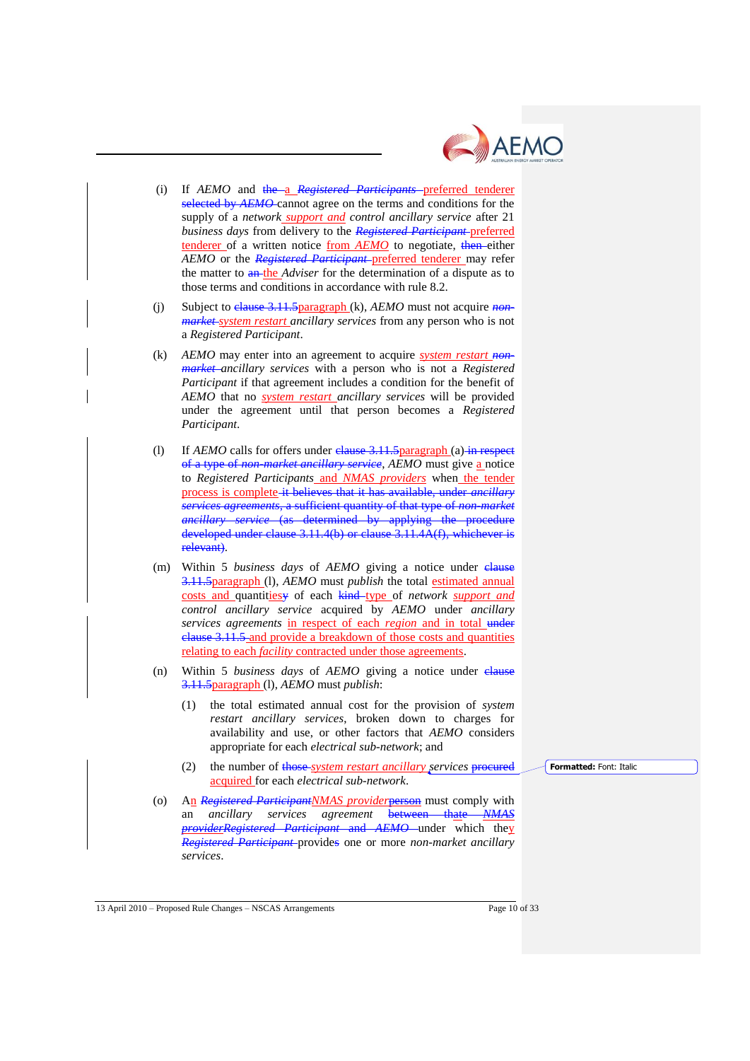(i) If *AEMO* and ~~the~~ a ~~*Registered Participants*~~ preferred tenderer ~~selected by *AEMO*~~ cannot agree on the terms and conditions for the supply of a *network* *support and* control *ancillary service* after 21 *business days* from delivery to the ~~*Registered Participant*~~ preferred tenderer of a written notice from *AEMO* to negotiate, ~~then~~ either *AEMO* or the ~~*Registered Participant*~~ preferred tenderer may refer the matter to ~~an~~ the *Adviser* for the determination of a dispute as to those terms and conditions in accordance with rule 8.2.

(j) Subject to ~~clause 3.11.5~~paragraph (k), *AEMO* must not acquire ~~*non-market*~~ *system restart* *ancillary services* from any person who is not a *Registered Participant*.

(k) *AEMO* may enter into an agreement to acquire *system restart* ~~*non-market*~~ *ancillary services* with a person who is not a *Registered Participant* if that agreement includes a condition for the benefit of *AEMO* that no *system restart* *ancillary services* will be provided under the agreement until that person becomes a *Registered Participant*.

(l) If *AEMO* calls for offers under ~~clause 3.11.5~~paragraph (a) ~~in respect of a type of *non-market ancillary service*~~, *AEMO* must give a notice to *Registered Participants* and *NMAS providers* when the tender process is complete ~~it believes that it has available, under *ancillary services agreements*, a sufficient quantity of that type of *non-market ancillary service* (as determined by applying the procedure developed under clause 3.11.4(b) or clause 3.11.4A(f), whichever is relevant)~~.

(m) Within 5 *business days* of *AEMO* giving a notice under ~~clause 3.11.5~~paragraph (l), *AEMO* must *publish* the total estimated annual costs and quantities~~y~~ of each ~~kind~~ type of *network* *support and control ancillary service* acquired by *AEMO* under *ancillary services agreements* in respect of each *region* and in total ~~under clause 3.11.5~~ and provide a breakdown of those costs and quantities relating to each *facility* contracted under those agreements.

(n) Within 5 *business days* of *AEMO* giving a notice under ~~clause 3.11.5~~paragraph (l), *AEMO* must *publish*:

(1) the total estimated annual cost for the provision of *system restart ancillary services*, broken down to charges for availability and use, or other factors that *AEMO* considers appropriate for each *electrical sub-network*; and

(2) the number of ~~those~~ *system restart ancillary services* ~~procured~~ acquired for each *electrical sub-network*.

(o) An ~~*Registered Participant*~~*NMAS provider*~~person~~ must comply with an *ancillary services agreement* ~~between thate *NMAS provider**Registered Participant* and *AEMO*~~ under which the~~y~~ ~~*Registered Participant*~~ provide~~s~~ one or more *non-market ancillary services*.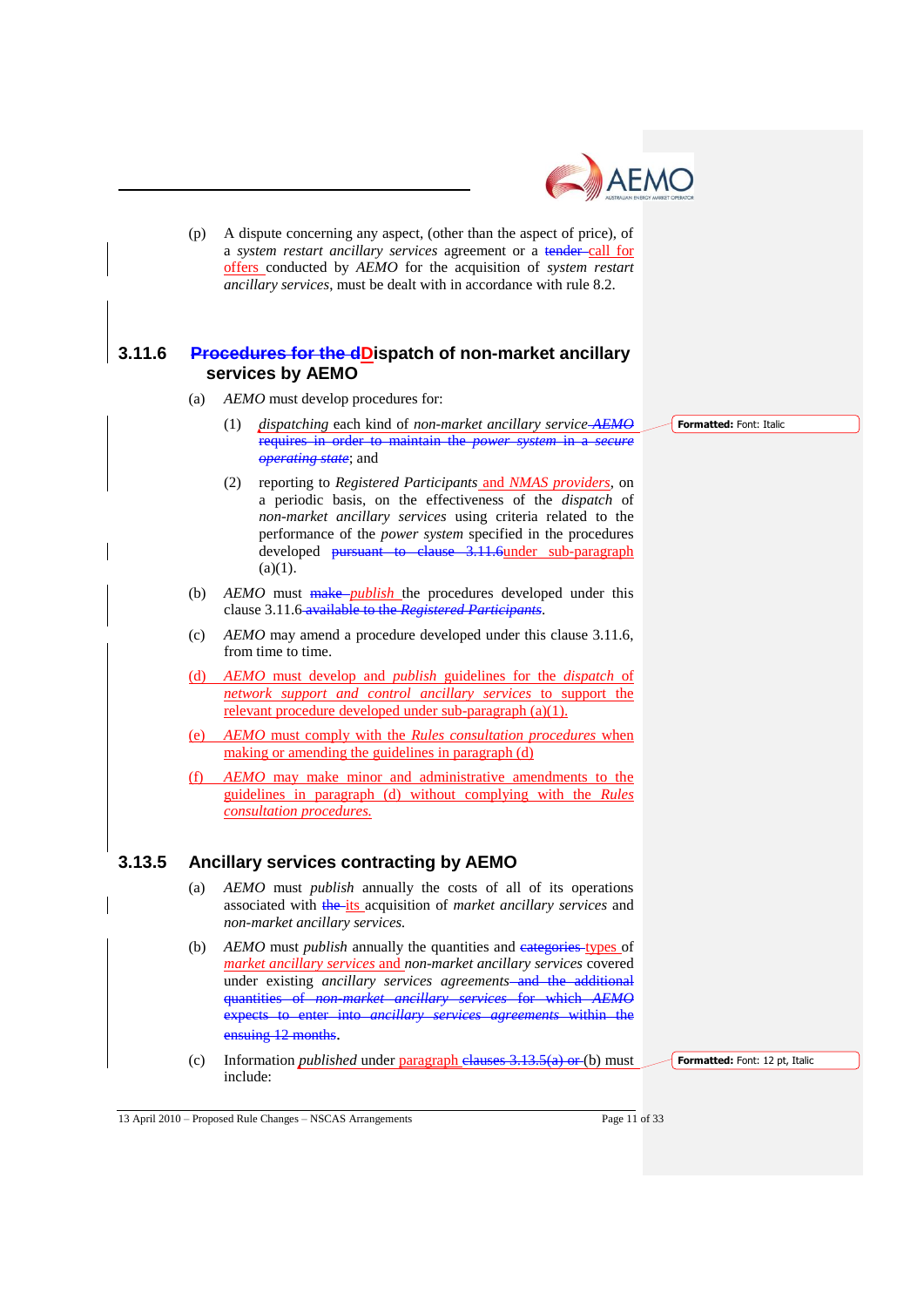(p) A dispute concerning any aspect, (other than the aspect of price), of a *system restart ancillary services* agreement or a ~~tender~~ call for offers conducted by *AEMO* for the acquisition of *system restart ancillary services*, must be dealt with in accordance with rule 8.2.

### 3.11.6 ~~Procedures for the d~~Dispatch of non-market ancillary services by AEMO

(a) *AEMO* must develop procedures for:

(1) *dispatching* each kind of *non-market ancillary service* ~~*AEMO* requires in order to maintain the *power system* in a *secure operating state*~~; and

(2) reporting to *Registered Participants* and *NMAS providers*, on a periodic basis, on the effectiveness of the *dispatch* of *non-market ancillary services* using criteria related to the performance of the *power system* specified in the procedures developed ~~pursuant to clause 3.11.6~~under sub-paragraph (a)(1).

(b) *AEMO* must ~~make~~ *publish* the procedures developed under this clause 3.11.6 ~~available to the *Registered Participants*~~.

(c) *AEMO* may amend a procedure developed under this clause 3.11.6, from time to time.

(d) *AEMO* must develop and *publish* guidelines for the *dispatch* of *network support and control ancillary services* to support the relevant procedure developed under sub-paragraph (a)(1).

(e) *AEMO* must comply with the *Rules consultation procedures* when making or amending the guidelines in paragraph (d)

(f) *AEMO* may make minor and administrative amendments to the guidelines in paragraph (d) without complying with the *Rules consultation procedures.*

### 3.13.5 Ancillary services contracting by AEMO

(a) *AEMO* must *publish* annually the costs of all of its operations associated with ~~the~~ its acquisition of *market ancillary services* and *non-market ancillary services.*

(b) *AEMO* must *publish* annually the quantities and ~~categories~~ types of *market ancillary services* and *non-market ancillary services* covered under existing *ancillary services agreements* ~~and the additional quantities of *non-market ancillary services* for which *AEMO* expects to enter into *ancillary services agreements* within the ensuing 12 months~~.

(c) Information *published* under paragraph ~~clauses 3.13.5(a) or~~ (b) must include: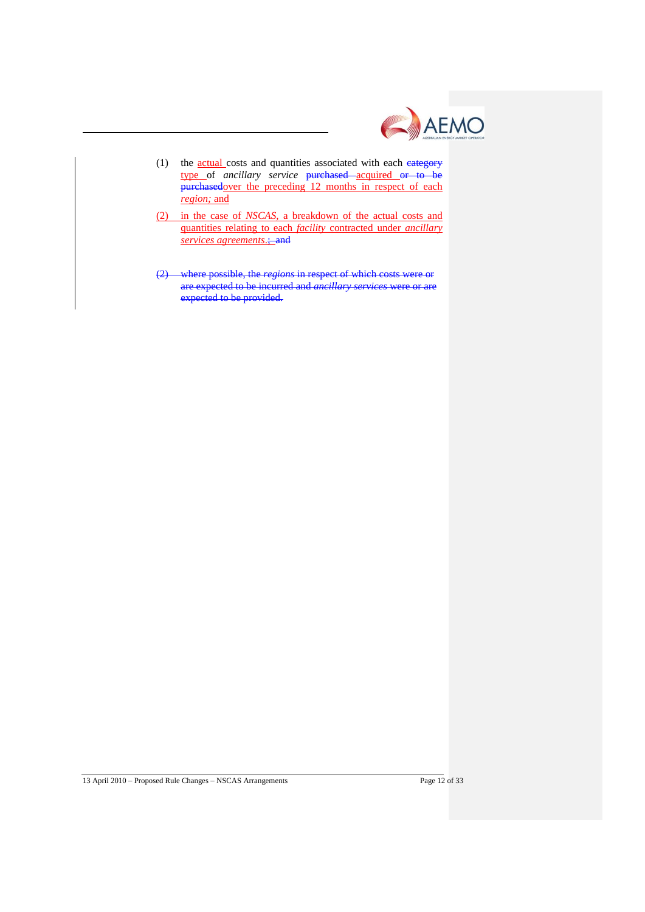(1) the actual costs and quantities associated with each ~~category~~ type of *ancillary service* ~~purchased~~ acquired ~~or to be purchased~~over the preceding 12 months in respect of each *region;* and

(2) in the case of *NSCAS*, a breakdown of the actual costs and quantities relating to each *facility* contracted under *ancillary services agreements*.~~; and~~

~~(2) where possible, the *regions* in respect of which costs were or are expected to be incurred and *ancillary services* were or are expected to be provided.~~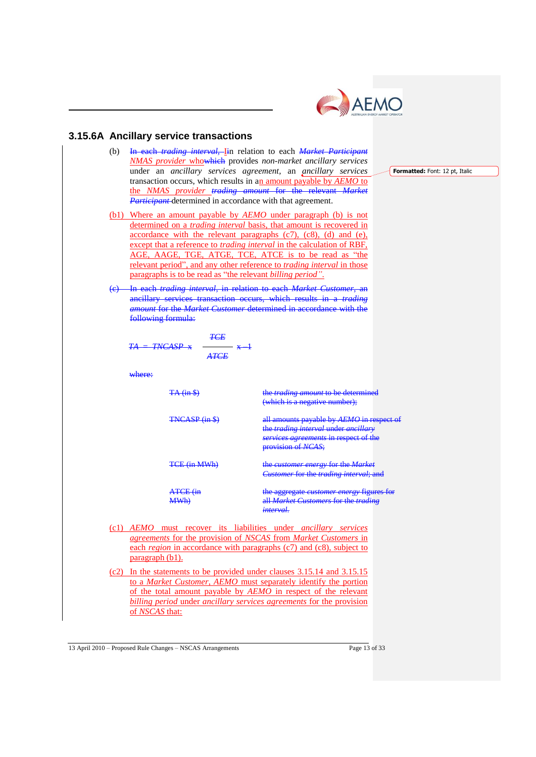## 3.15.6A Ancillary service transactions

(b) ~~In each *trading interval*, I~~in relation to each *Market Participant* *NMAS provider* who~~which~~ provides *non-market ancillary services* under an *ancillary services agreement*, an *ancillary services* transaction occurs, which results in an amount payable by *AEMO* to the *NMAS provider* ~~*trading amount* for the relevant *Market Participant*~~ determined in accordance with that agreement.

(b1) Where an amount payable by *AEMO* under paragraph (b) is not determined on a *trading interval* basis, that amount is recovered in accordance with the relevant paragraphs (c7), (c8), (d) and (e), except that a reference to *trading interval* in the calculation of RBF, AGE, AAGE, TGE, ATGE, TCE, ATCE is to be read as "the relevant period", and any other reference to *trading interval* in those paragraphs is to be read as "the relevant *billing period*".

~~(c) In each *trading interval*, in relation to each *Market Customer*, an ancillary services transaction occurs, which results in a *trading amount* for the *Market Customer* determined in accordance with the following formula:~~

$$TA = TNCASP \times \frac{TCE}{ATCE} \times -1$$

~~where:~~

| | |
|---|---|
| ~~TA (in $)~~ | ~~the *trading amount* to be determined (which is a negative number);~~ |
| ~~TNCASP (in $)~~ | ~~all amounts payable by *AEMO* in respect of the *trading interval* under *ancillary services agreements* in respect of the provision of *NCAS*;~~ |
| ~~TCE (in MWh)~~ | ~~the *customer energy* for the *Market Customer* for the *trading interval*; and~~ |
| ~~ATCE (in MWh)~~ | ~~the aggregate *customer energy* figures for all *Market Customers* for the *trading interval*.~~ |

(c1) *AEMO* must recover its liabilities under *ancillary services agreements* for the provision of NSCAS from *Market Customers* in each *region* in accordance with paragraphs (c7) and (c8), subject to paragraph (b1).

(c2) In the statements to be provided under clauses 3.15.14 and 3.15.15 to a *Market Customer*, *AEMO* must separately identify the portion of the total amount payable by *AEMO* in respect of the relevant *billing period* under *ancillary services agreements* for the provision of *NSCAS* that: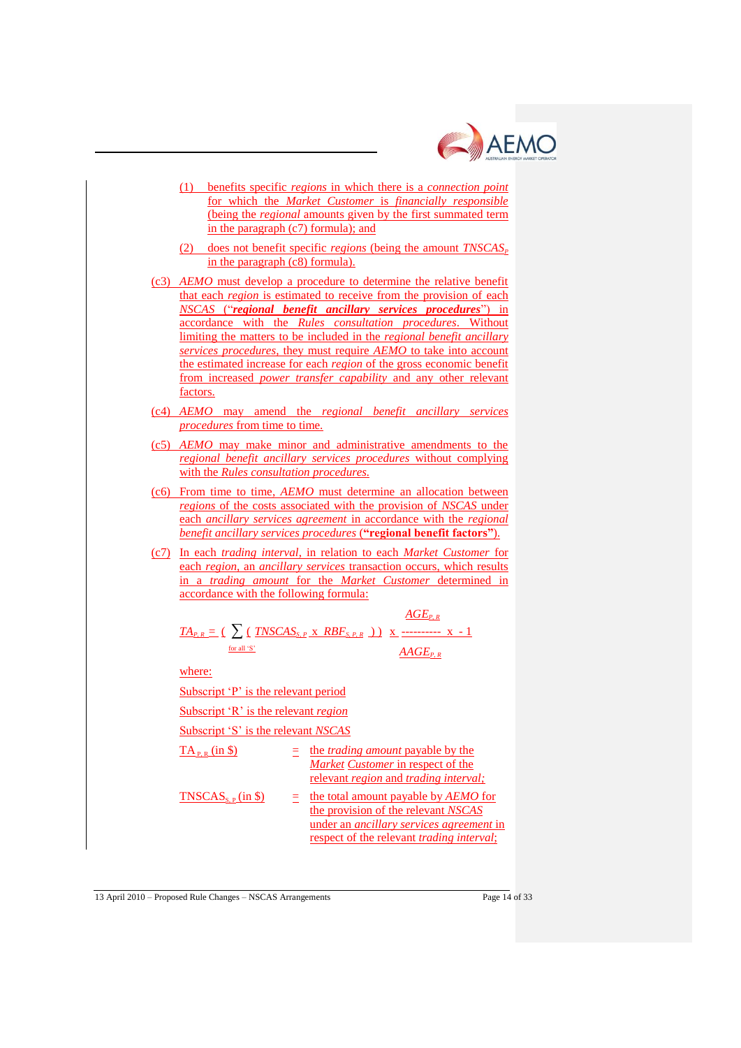(1) benefits specific *regions* in which there is a *connection point* for which the *Market Customer* is *financially responsible* (being the *regional* amounts given by the first summated term in the paragraph (c7) formula); and

(2) does not benefit specific *regions* (being the amount $TNSCAS_P$ in the paragraph (c8) formula).

(c3) *AEMO* must develop a procedure to determine the relative benefit that each *region* is estimated to receive from the provision of each *NSCAS* ("***regional benefit ancillary services procedures***") in accordance with the *Rules consultation procedures*. Without limiting the matters to be included in the *regional benefit ancillary services procedures*, they must require *AEMO* to take into account the estimated increase for each *region* of the gross economic benefit from increased *power transfer capability* and any other relevant factors.

(c4) *AEMO* may amend the *regional benefit ancillary services procedures* from time to time.

(c5) *AEMO* may make minor and administrative amendments to the *regional benefit ancillary services procedures* without complying with the *Rules consultation procedures.*

(c6) From time to time, *AEMO* must determine an allocation between *regions* of the costs associated with the provision of *NSCAS* under each *ancillary services agreement* in accordance with the *regional benefit ancillary services procedures* (**"regional benefit factors"**).

(c7) In each *trading interval*, in relation to each *Market Customer* for each *region*, an *ancillary services* transaction occurs, which results in a *trading amount* for the *Market Customer* determined in accordance with the following formula:

$$TA_{P,R} = \left( \sum_{\text{for all 'S'}} \left( TNSCAS_{S,P} \times RBF_{S,P,R} \right) \right) \times \frac{AGE_{P,R}}{AAGE_{P,R}} \times -1$$

where:

Subscript 'P' is the relevant period

Subscript 'R' is the relevant *region*

Subscript 'S' is the relevant *NSCAS*

$TA_{P,R}$ (in $) = the *trading amount* payable by the *Market Customer* in respect of the relevant *region* and *trading interval;*

$TNSCAS_{S,P}$ (in $) = the total amount payable by *AEMO* for the provision of the relevant *NSCAS* under an *ancillary services agreement* in respect of the relevant *trading interval*;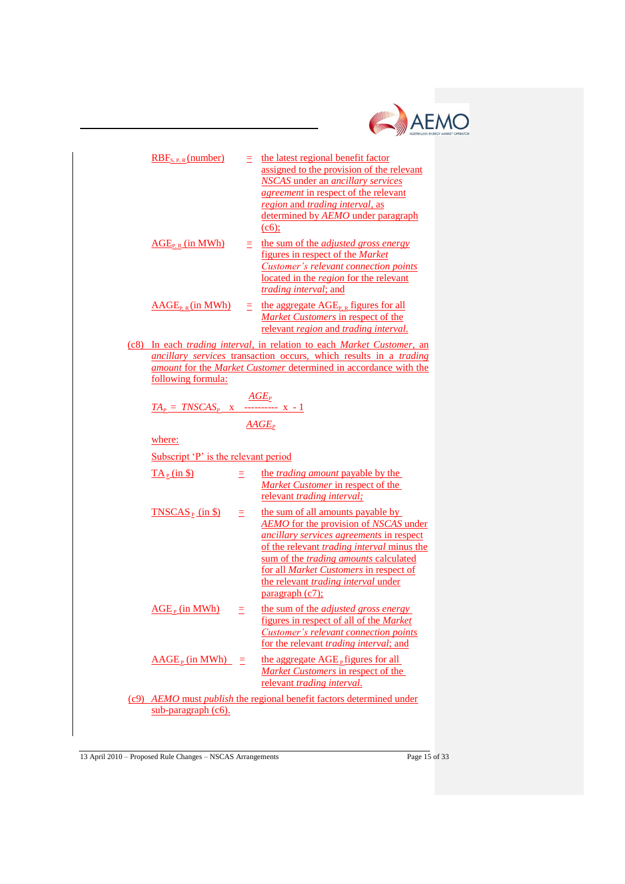$RBF_{S,P,R}$ (number) = the latest regional benefit factor assigned to the provision of the relevant *NSCAS* under an *ancillary services agreement* in respect of the relevant *region* and *trading interval*, as determined by *AEMO* under paragraph (c6);

$AGE_{P,R}$ (in MWh) = the sum of the *adjusted gross energy* figures in respect of the *Market Customer's relevant connection points* located in the *region* for the relevant *trading interval*; and

$AAGE_{P,R}$ (in MWh) = the aggregate $AGE_{P,R}$ figures for all *Market Customers* in respect of the relevant *region* and *trading interval*.

(c8) In each *trading interval*, in relation to each *Market Customer*, an *ancillary services* transaction occurs, which results in a *trading amount* for the *Market Customer* determined in accordance with the following formula:

$$TA_P = TNSCAS_P \times \frac{AGE_P}{AAGE_P} \times -1$$

where:

Subscript 'P' is the relevant period

$TA_P$ (in \$) = the *trading amount* payable by the *Market Customer* in respect of the relevant *trading interval*;

$TNSCAS_P$ (in \$) = the sum of all amounts payable by *AEMO* for the provision of *NSCAS* under *ancillary services agreements* in respect of the relevant *trading interval* minus the sum of the *trading amounts* calculated for all *Market Customers* in respect of the relevant *trading interval* under paragraph (c7);

$AGE_P$ (in MWh) = the sum of the *adjusted gross energy* figures in respect of all of the *Market Customer's relevant connection points* for the relevant *trading interval*; and

$AAGE_P$ (in MWh) = the aggregate $AGE_P$ figures for all *Market Customers* in respect of the relevant *trading interval*.

(c9) *AEMO* must *publish* the regional benefit factors determined under sub-paragraph (c6).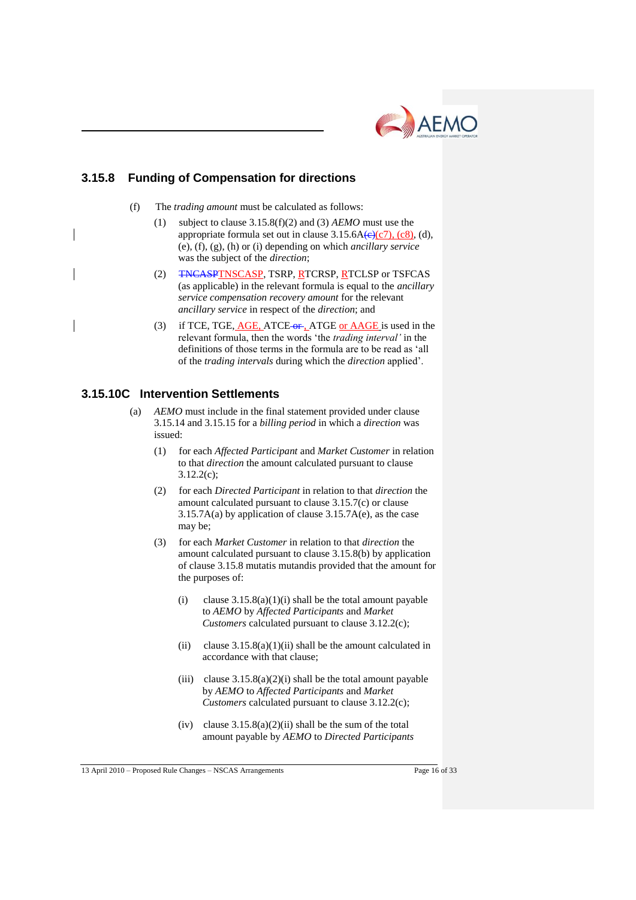### 3.15.8 Funding of Compensation for directions

(f) The *trading amount* must be calculated as follows:

(1) subject to clause 3.15.8(f)(2) and (3) *AEMO* must use the appropriate formula set out in clause 3.15.6A~~(c)~~(c7), (c8), (d), (e), (f), (g), (h) or (i) depending on which *ancillary service* was the subject of the *direction*;

(2) ~~TNCASP~~TNSCASP, TSRP, RTCRSP, RTCLSP or TSFCAS (as applicable) in the relevant formula is equal to the *ancillary service compensation recovery amount* for the relevant *ancillary service* in respect of the *direction*; and

(3) if TCE, TGE, AGE, ATCE ~~or~~, ATGE or AAGE is used in the relevant formula, then the words 'the *trading interval'* in the definitions of those terms in the formula are to be read as 'all of the *trading intervals* during which the *direction* applied'.

### 3.15.10C Intervention Settlements

(a) *AEMO* must include in the final statement provided under clause 3.15.14 and 3.15.15 for a *billing period* in which a *direction* was issued:

(1) for each *Affected Participant* and *Market Customer* in relation to that *direction* the amount calculated pursuant to clause 3.12.2(c);

(2) for each *Directed Participant* in relation to that *direction* the amount calculated pursuant to clause 3.15.7(c) or clause 3.15.7A(a) by application of clause 3.15.7A(e), as the case may be;

(3) for each *Market Customer* in relation to that *direction* the amount calculated pursuant to clause 3.15.8(b) by application of clause 3.15.8 mutatis mutandis provided that the amount for the purposes of:

(i) clause 3.15.8(a)(1)(i) shall be the total amount payable to *AEMO* by *Affected Participants* and *Market Customers* calculated pursuant to clause 3.12.2(c);

(ii) clause 3.15.8(a)(1)(ii) shall be the amount calculated in accordance with that clause;

(iii) clause 3.15.8(a)(2)(i) shall be the total amount payable by *AEMO* to *Affected Participants* and *Market Customers* calculated pursuant to clause 3.12.2(c);

(iv) clause 3.15.8(a)(2)(ii) shall be the sum of the total amount payable by *AEMO* to *Directed Participants*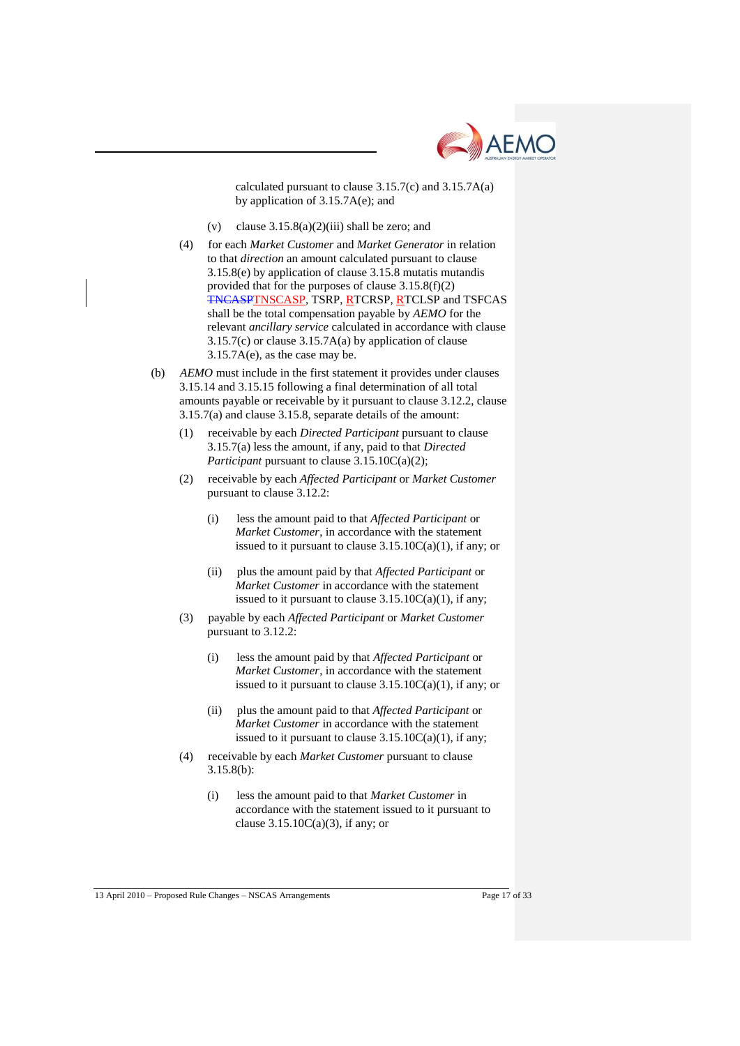calculated pursuant to clause 3.15.7(c) and 3.15.7A(a) by application of 3.15.7A(e); and

(v) clause 3.15.8(a)(2)(iii) shall be zero; and

(4) for each *Market Customer* and *Market Generator* in relation to that *direction* an amount calculated pursuant to clause 3.15.8(e) by application of clause 3.15.8 mutatis mutandis provided that for the purposes of clause 3.15.8(f)(2) ~~TNCASP~~TNSCASP, TSRP, RTCRSP, RTCLSP and TSFCAS shall be the total compensation payable by *AEMO* for the relevant *ancillary service* calculated in accordance with clause 3.15.7(c) or clause 3.15.7A(a) by application of clause 3.15.7A(e), as the case may be.

(b) *AEMO* must include in the first statement it provides under clauses 3.15.14 and 3.15.15 following a final determination of all total amounts payable or receivable by it pursuant to clause 3.12.2, clause 3.15.7(a) and clause 3.15.8, separate details of the amount:

(1) receivable by each *Directed Participant* pursuant to clause 3.15.7(a) less the amount, if any, paid to that *Directed Participant* pursuant to clause 3.15.10C(a)(2);

(2) receivable by each *Affected Participant* or *Market Customer* pursuant to clause 3.12.2:

(i) less the amount paid to that *Affected Participant* or *Market Customer*, in accordance with the statement issued to it pursuant to clause 3.15.10C(a)(1), if any; or

(ii) plus the amount paid by that *Affected Participant* or *Market Customer* in accordance with the statement issued to it pursuant to clause 3.15.10C(a)(1), if any;

(3) payable by each *Affected Participant* or *Market Customer* pursuant to 3.12.2:

(i) less the amount paid by that *Affected Participant* or *Market Customer*, in accordance with the statement issued to it pursuant to clause 3.15.10C(a)(1), if any; or

(ii) plus the amount paid to that *Affected Participant* or *Market Customer* in accordance with the statement issued to it pursuant to clause 3.15.10C(a)(1), if any;

(4) receivable by each *Market Customer* pursuant to clause 3.15.8(b):

(i) less the amount paid to that *Market Customer* in accordance with the statement issued to it pursuant to clause 3.15.10C(a)(3), if any; or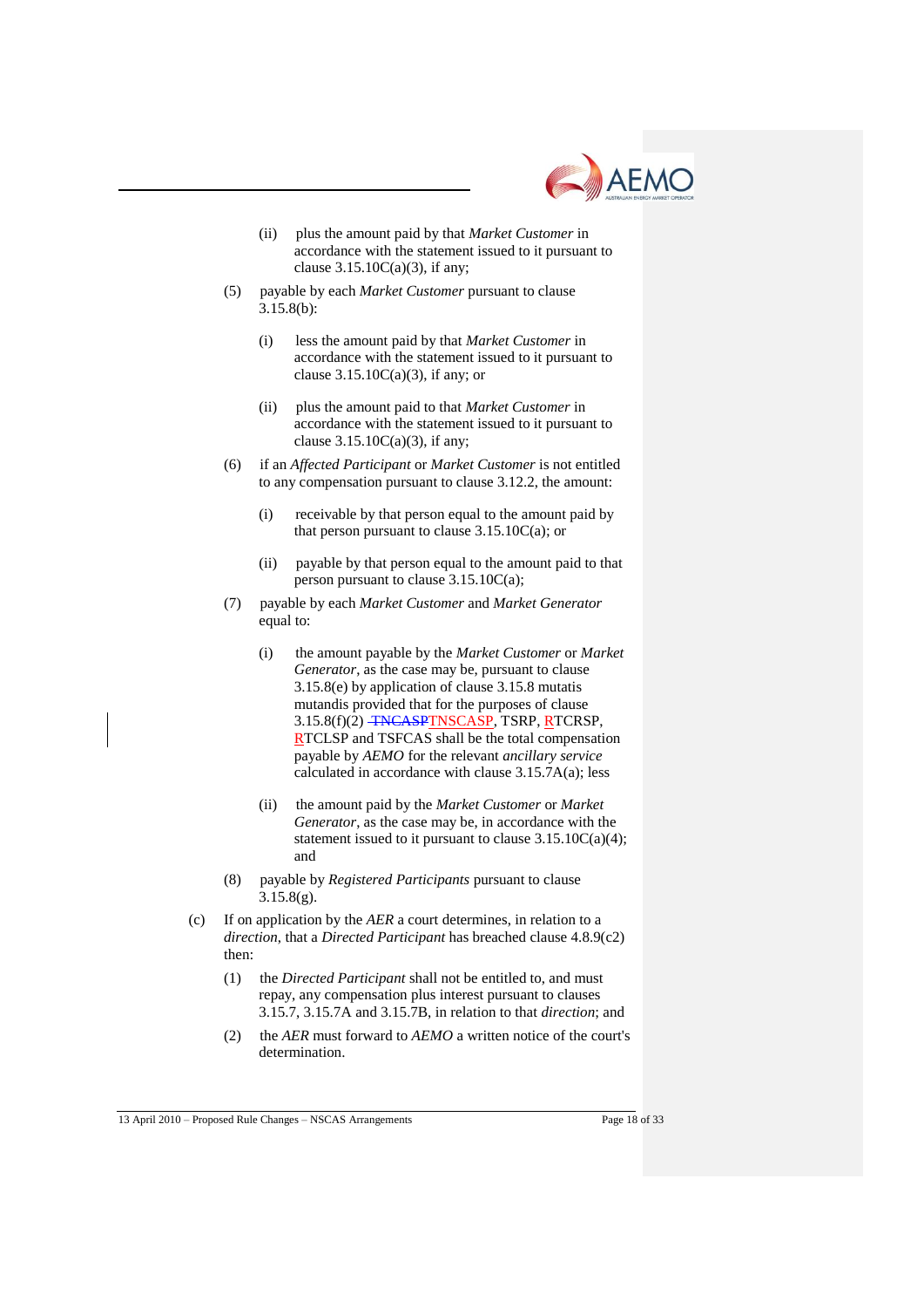(ii) plus the amount paid by that *Market Customer* in accordance with the statement issued to it pursuant to clause 3.15.10C(a)(3), if any;

(5) payable by each *Market Customer* pursuant to clause 3.15.8(b):

(i) less the amount paid by that *Market Customer* in accordance with the statement issued to it pursuant to clause 3.15.10C(a)(3), if any; or

(ii) plus the amount paid to that *Market Customer* in accordance with the statement issued to it pursuant to clause 3.15.10C(a)(3), if any;

(6) if an *Affected Participant* or *Market Customer* is not entitled to any compensation pursuant to clause 3.12.2, the amount:

(i) receivable by that person equal to the amount paid by that person pursuant to clause 3.15.10C(a); or

(ii) payable by that person equal to the amount paid to that person pursuant to clause 3.15.10C(a);

(7) payable by each *Market Customer* and *Market Generator* equal to:

(i) the amount payable by the *Market Customer* or *Market Generator*, as the case may be, pursuant to clause 3.15.8(e) by application of clause 3.15.8 mutatis mutandis provided that for the purposes of clause 3.15.8(f)(2) ~~TNCASP~~TNSCASP, TSRP, RTCRSP, RTCLSP and TSFCAS shall be the total compensation payable by *AEMO* for the relevant *ancillary service* calculated in accordance with clause 3.15.7A(a); less

(ii) the amount paid by the *Market Customer* or *Market Generator*, as the case may be, in accordance with the statement issued to it pursuant to clause 3.15.10C(a)(4); and

(8) payable by *Registered Participants* pursuant to clause 3.15.8(g).

(c) If on application by the *AER* a court determines, in relation to a *direction*, that a *Directed Participant* has breached clause 4.8.9(c2) then:

(1) the *Directed Participant* shall not be entitled to, and must repay, any compensation plus interest pursuant to clauses 3.15.7, 3.15.7A and 3.15.7B, in relation to that *direction*; and

(2) the *AER* must forward to *AEMO* a written notice of the court's determination.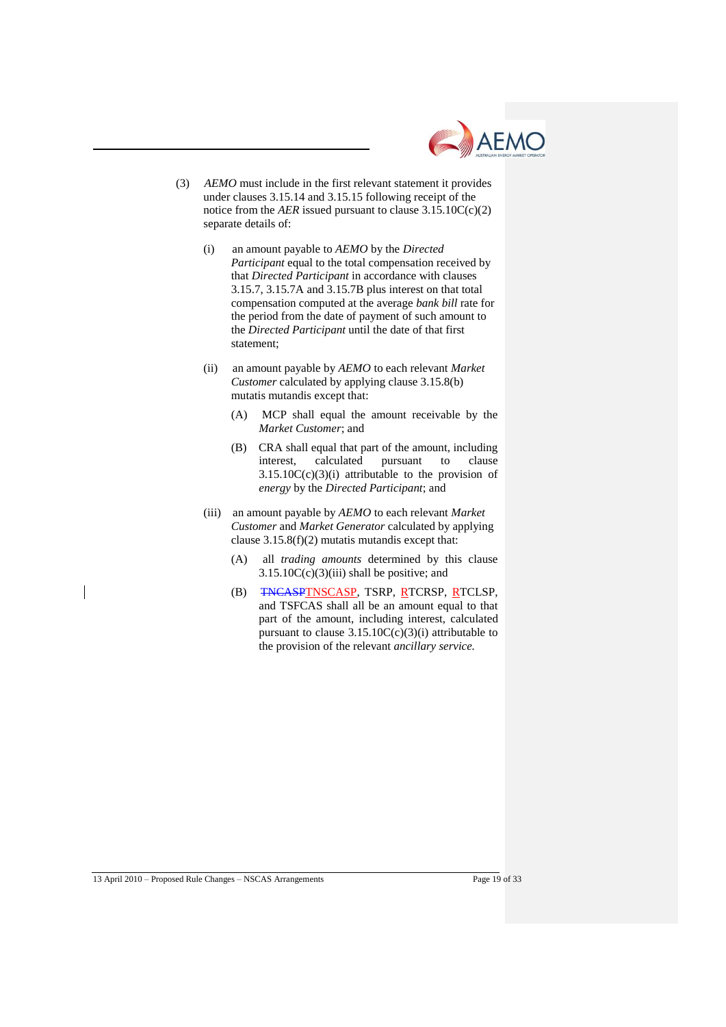(3) *AEMO* must include in the first relevant statement it provides under clauses 3.15.14 and 3.15.15 following receipt of the notice from the *AER* issued pursuant to clause 3.15.10C(c)(2) separate details of:

   (i) an amount payable to *AEMO* by the *Directed Participant* equal to the total compensation received by that *Directed Participant* in accordance with clauses 3.15.7, 3.15.7A and 3.15.7B plus interest on that total compensation computed at the average *bank bill* rate for the period from the date of payment of such amount to the *Directed Participant* until the date of that first statement;

   (ii) an amount payable by *AEMO* to each relevant *Market Customer* calculated by applying clause 3.15.8(b) mutatis mutandis except that:

      (A) MCP shall equal the amount receivable by the *Market Customer*; and

      (B) CRA shall equal that part of the amount, including interest, calculated pursuant to clause 3.15.10C(c)(3)(i) attributable to the provision of *energy* by the *Directed Participant*; and

   (iii) an amount payable by *AEMO* to each relevant *Market Customer* and *Market Generator* calculated by applying clause 3.15.8(f)(2) mutatis mutandis except that:

      (A) all *trading amounts* determined by this clause 3.15.10C(c)(3)(iii) shall be positive; and

      (B) ~~TNCASP~~TNSCASP, TSRP, RTCRSP, RTCLSP, and TSFCAS shall all be an amount equal to that part of the amount, including interest, calculated pursuant to clause 3.15.10C(c)(3)(i) attributable to the provision of the relevant *ancillary service*.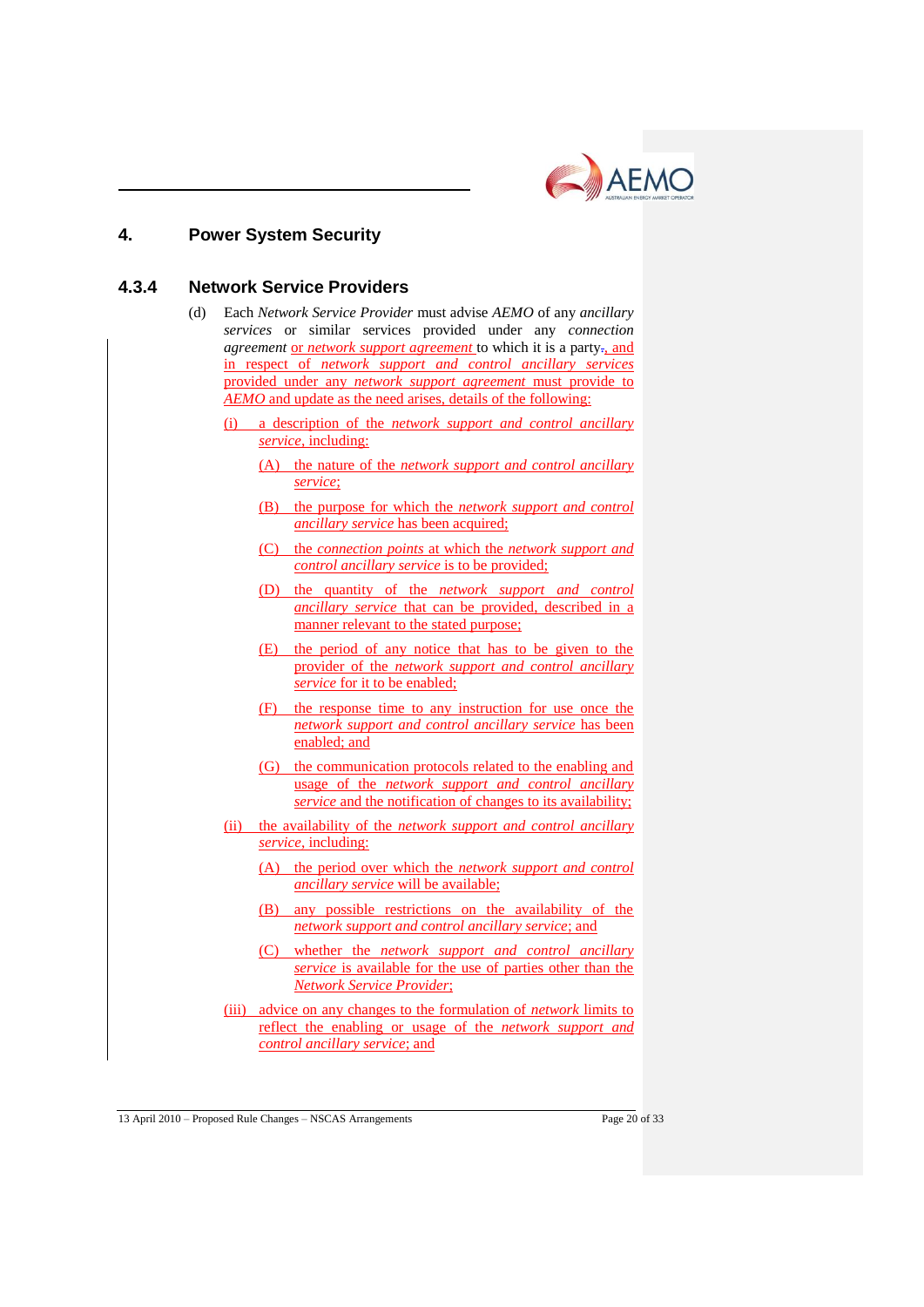## 4. Power System Security

### 4.3.4 Network Service Providers

(d) Each *Network Service Provider* must advise *AEMO* of any *ancillary services* or similar services provided under any *connection agreement* or *network support agreement* to which it is a party., and in respect of *network support and control ancillary services* provided under any *network support agreement* must provide to *AEMO* and update as the need arises, details of the following:

(i) a description of the *network support and control ancillary service*, including:

(A) the nature of the *network support and control ancillary service*;

(B) the purpose for which the *network support and control ancillary service* has been acquired;

(C) the *connection points* at which the *network support and control ancillary service* is to be provided;

(D) the quantity of the *network support and control ancillary service* that can be provided, described in a manner relevant to the stated purpose;

(E) the period of any notice that has to be given to the provider of the *network support and control ancillary service* for it to be enabled;

(F) the response time to any instruction for use once the *network support and control ancillary service* has been enabled; and

(G) the communication protocols related to the enabling and usage of the *network support and control ancillary service* and the notification of changes to its availability;

(ii) the availability of the *network support and control ancillary service*, including:

(A) the period over which the *network support and control ancillary service* will be available;

(B) any possible restrictions on the availability of the *network support and control ancillary service*; and

(C) whether the *network support and control ancillary service* is available for the use of parties other than the *Network Service Provider*;

(iii) advice on any changes to the formulation of *network* limits to reflect the enabling or usage of the *network support and control ancillary service*; and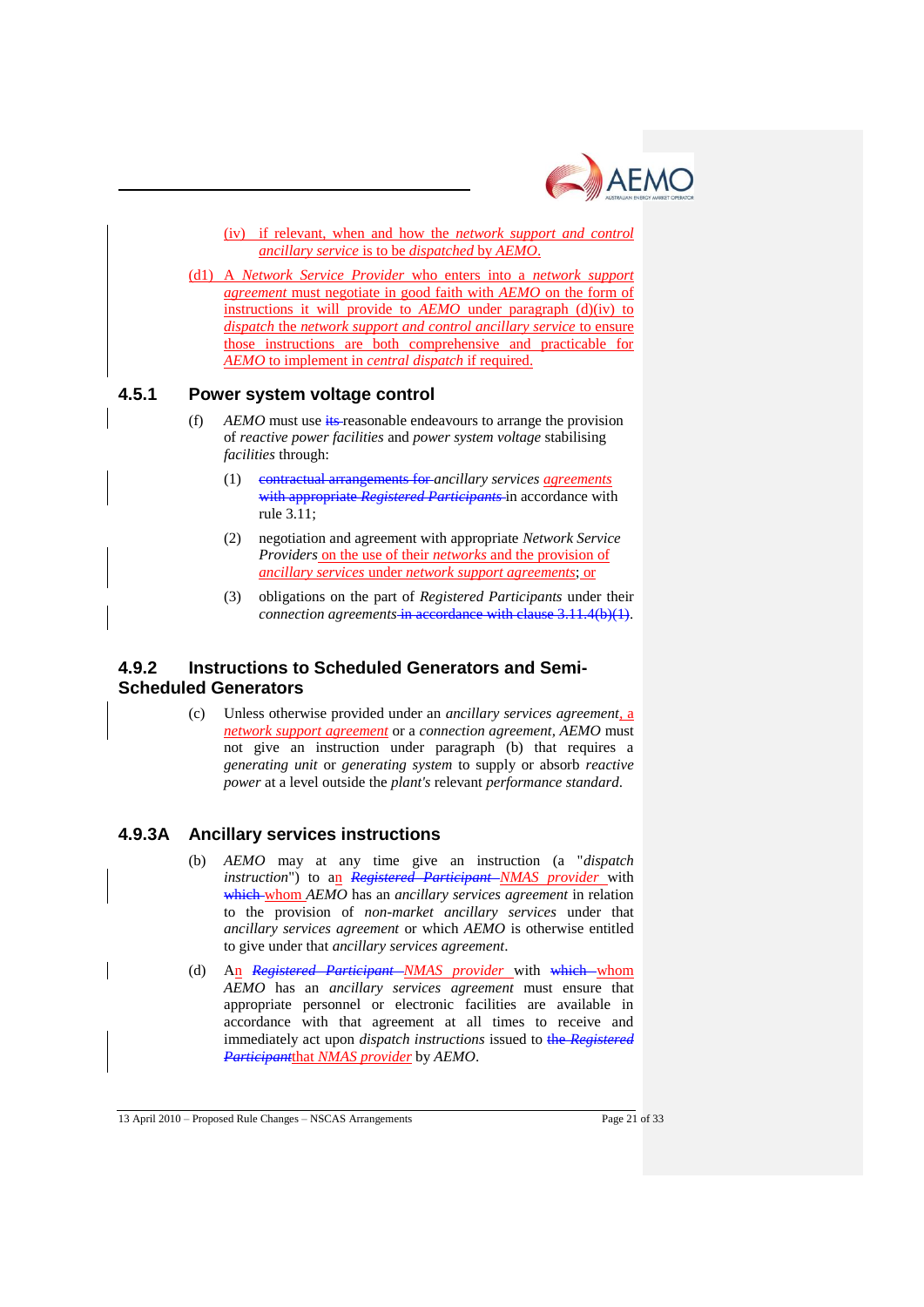(iv) if relevant, when and how the *network support and control ancillary service* is to be *dispatched* by *AEMO*.

(d1) A *Network Service Provider* who enters into a *network support agreement* must negotiate in good faith with *AEMO* on the form of instructions it will provide to *AEMO* under paragraph (d)(iv) to *dispatch* the *network support and control ancillary service* to ensure those instructions are both comprehensive and practicable for *AEMO* to implement in *central dispatch* if required.

## 4.5.1 Power system voltage control

(f) *AEMO* must use ~~its~~ reasonable endeavours to arrange the provision of *reactive power facilities* and *power system voltage* stabilising *facilities* through:

(1) ~~contractual arrangements for~~ *ancillary services* *agreements* ~~with appropriate *Registered Participants*~~ in accordance with rule 3.11;

(2) negotiation and agreement with appropriate *Network Service Providers* on the use of their *networks* and the provision of *ancillary services* under *network support agreements*; or

(3) obligations on the part of *Registered Participants* under their *connection agreements* ~~in accordance with clause 3.11.4(b)(1)~~.

## 4.9.2 Instructions to Scheduled Generators and Semi-Scheduled Generators

(c) Unless otherwise provided under an *ancillary services agreement*, a *network support agreement* or a *connection agreement*, *AEMO* must not give an instruction under paragraph (b) that requires a *generating unit* or *generating system* to supply or absorb *reactive power* at a level outside the *plant's* relevant *performance standard*.

## 4.9.3A Ancillary services instructions

(b) *AEMO* may at any time give an instruction (a "*dispatch instruction*") to an ~~*Registered Participant*~~ *NMAS provider* with ~~which~~ whom *AEMO* has an *ancillary services agreement* in relation to the provision of *non-market ancillary services* under that *ancillary services agreement* or which *AEMO* is otherwise entitled to give under that *ancillary services agreement*.

(d) An ~~*Registered Participant*~~ *NMAS provider* with ~~which~~ whom *AEMO* has an *ancillary services agreement* must ensure that appropriate personnel or electronic facilities are available in accordance with that agreement at all times to receive and immediately act upon *dispatch instructions* issued to ~~the *Registered Participant*~~that *NMAS provider* by *AEMO*.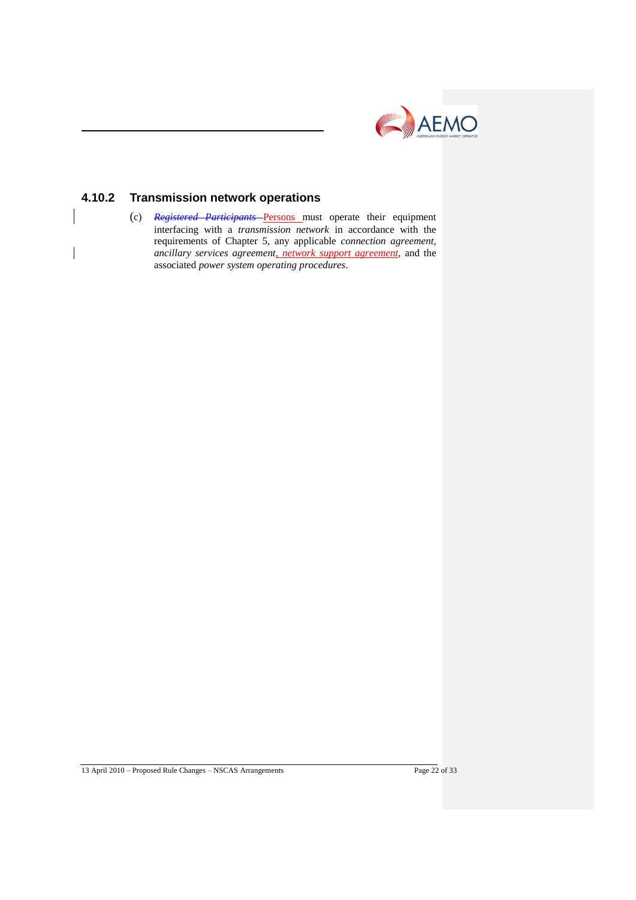### 4.10.2 Transmission network operations

(c) ~~*Registered Participants*~~ Persons must operate their equipment interfacing with a *transmission network* in accordance with the requirements of Chapter 5, any applicable *connection agreement*, *ancillary services agreement*, *network support agreement*, and the associated *power system operating procedures*.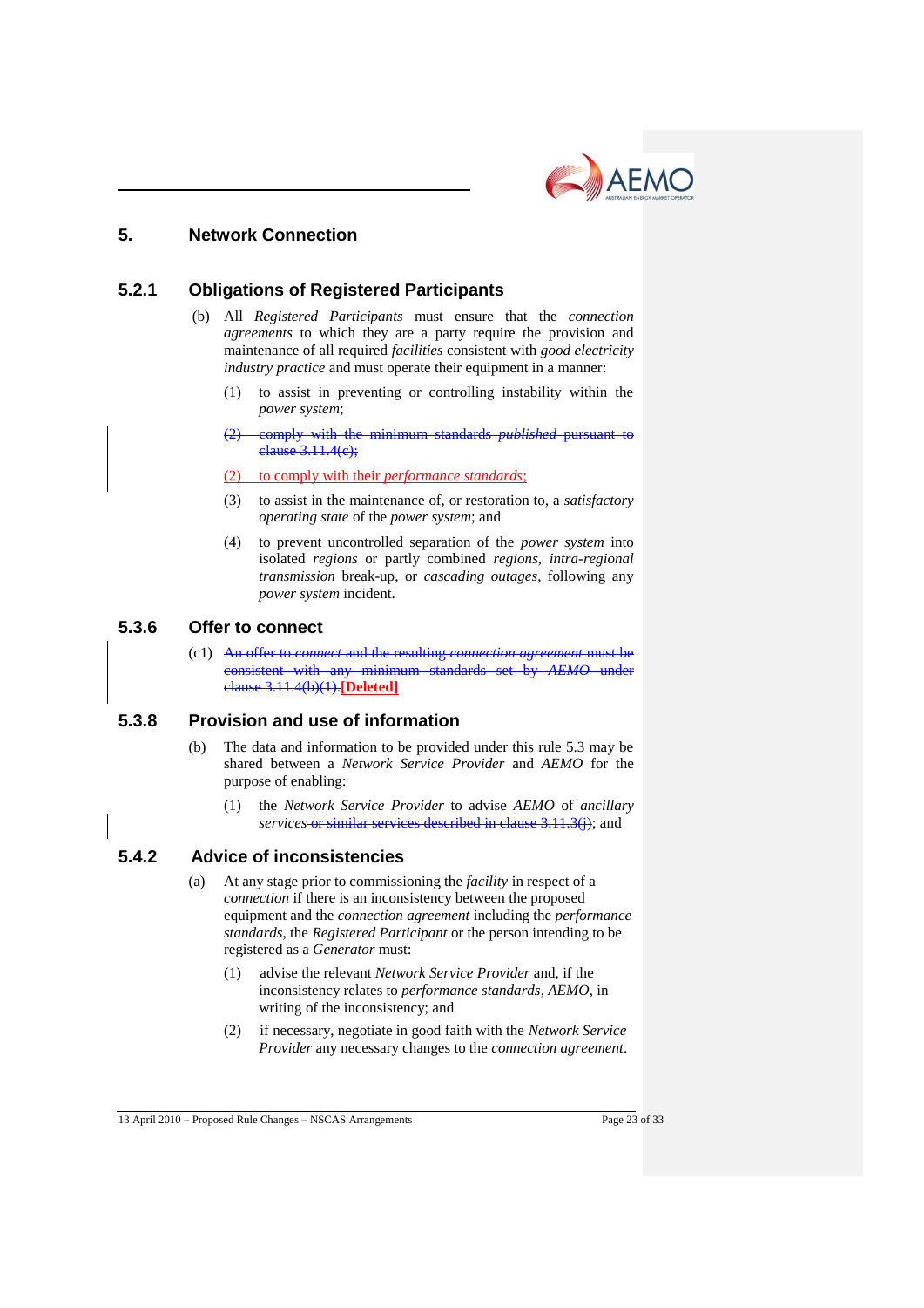## 5. Network Connection

### 5.2.1 Obligations of Registered Participants

(b) All *Registered Participants* must ensure that the *connection agreements* to which they are a party require the provision and maintenance of all required *facilities* consistent with *good electricity industry practice* and must operate their equipment in a manner:

(1) to assist in preventing or controlling instability within the *power system*;

~~(2) comply with the minimum standards *published* pursuant to clause 3.11.4(c);~~

(2) to comply with their *performance standards*;

(3) to assist in the maintenance of, or restoration to, a *satisfactory operating state* of the *power system*; and

(4) to prevent uncontrolled separation of the *power system* into isolated *regions* or partly combined *regions*, *intra-regional transmission* break-up, or *cascading outages*, following any *power system* incident.

### 5.3.6 Offer to connect

(c1) ~~An offer to *connect* and the resulting *connection agreement* must be consistent with any minimum standards set by *AEMO* under clause 3.11.4(b)(1).~~**[Deleted]**

### 5.3.8 Provision and use of information

(b) The data and information to be provided under this rule 5.3 may be shared between a *Network Service Provider* and *AEMO* for the purpose of enabling:

(1) the *Network Service Provider* to advise *AEMO* of *ancillary services* ~~or similar services described in clause 3.11.3(j)~~; and

### 5.4.2 Advice of inconsistencies

(a) At any stage prior to commissioning the *facility* in respect of a *connection* if there is an inconsistency between the proposed equipment and the *connection agreement* including the *performance standards*, the *Registered Participant* or the person intending to be registered as a *Generator* must:

(1) advise the relevant *Network Service Provider* and, if the inconsistency relates to *performance standards*, *AEMO*, in writing of the inconsistency; and

(2) if necessary, negotiate in good faith with the *Network Service Provider* any necessary changes to the *connection agreement*.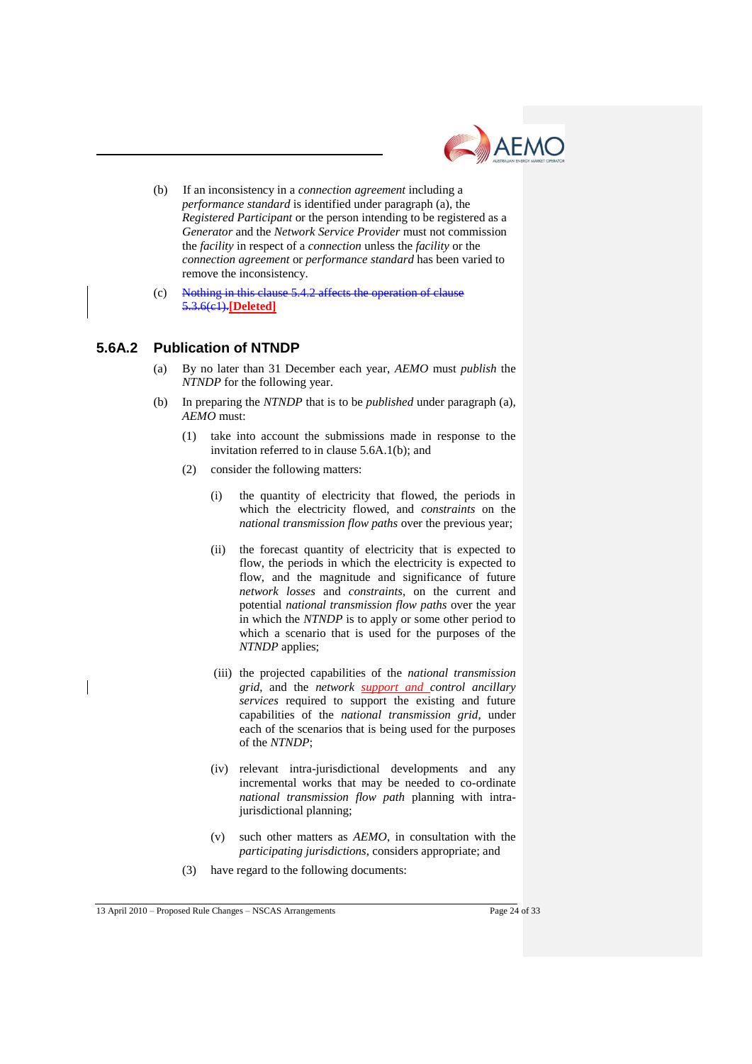(b) If an inconsistency in a *connection agreement* including a *performance standard* is identified under paragraph (a), the *Registered Participant* or the person intending to be registered as a *Generator* and the *Network Service Provider* must not commission the *facility* in respect of a *connection* unless the *facility* or the *connection agreement* or *performance standard* has been varied to remove the inconsistency.

(c) ~~Nothing in this clause 5.4.2 affects the operation of clause 5.3.6(c1).~~**[Deleted]**

### 5.6A.2 Publication of NTNDP

(a) By no later than 31 December each year, *AEMO* must *publish* the *NTNDP* for the following year.

(b) In preparing the *NTNDP* that is to be *published* under paragraph (a), *AEMO* must:

(1) take into account the submissions made in response to the invitation referred to in clause 5.6A.1(b); and

(2) consider the following matters:

(i) the quantity of electricity that flowed, the periods in which the electricity flowed, and *constraints* on the *national transmission flow paths* over the previous year;

(ii) the forecast quantity of electricity that is expected to flow, the periods in which the electricity is expected to flow, and the magnitude and significance of future *network losses* and *constraints*, on the current and potential *national transmission flow paths* over the year in which the *NTNDP* is to apply or some other period to which a scenario that is used for the purposes of the *NTNDP* applies;

(iii) the projected capabilities of the *national transmission grid*, and the *network* *support and* *control ancillary services* required to support the existing and future capabilities of the *national transmission grid*, under each of the scenarios that is being used for the purposes of the *NTNDP*;

(iv) relevant intra-jurisdictional developments and any incremental works that may be needed to co-ordinate *national transmission flow path* planning with intra-jurisdictional planning;

(v) such other matters as *AEMO*, in consultation with the *participating jurisdictions*, considers appropriate; and

(3) have regard to the following documents: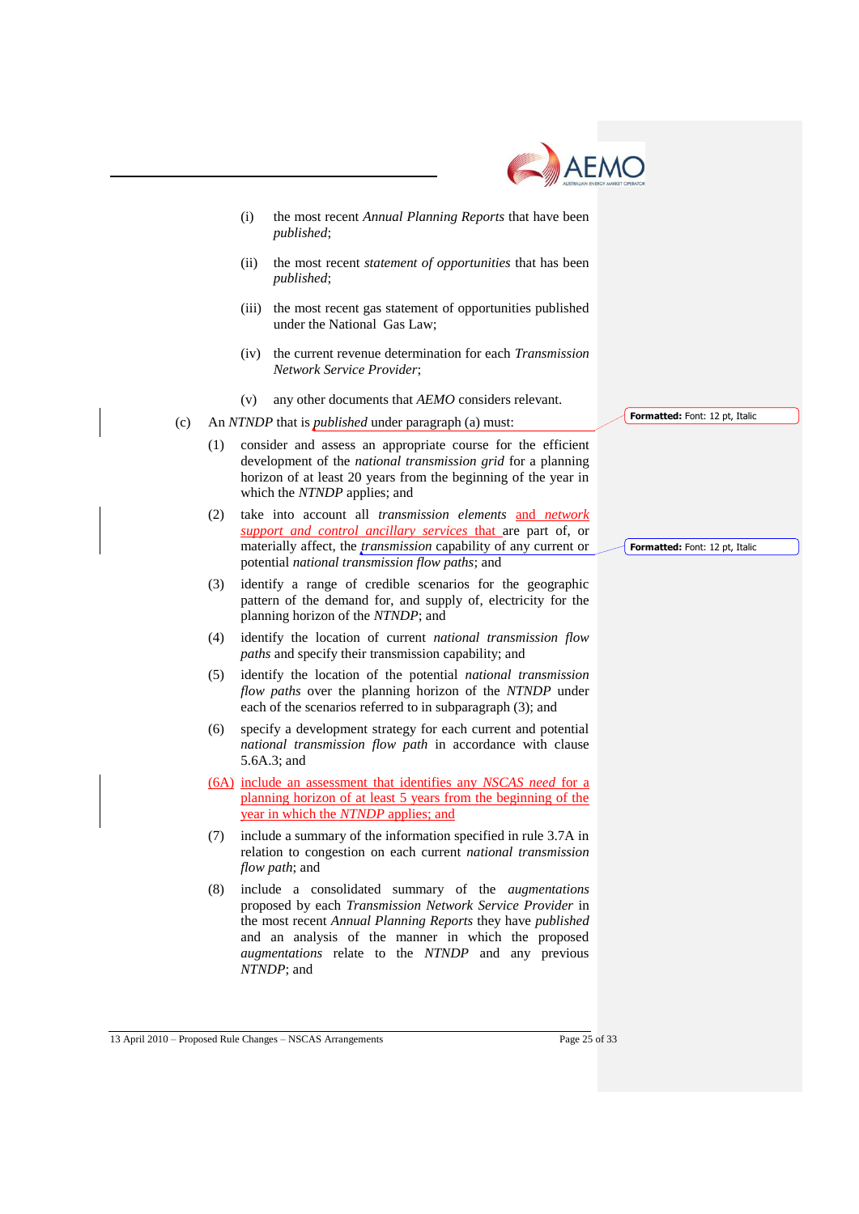(i) the most recent *Annual Planning Reports* that have been *published*;

(ii) the most recent *statement of opportunities* that has been *published*;

(iii) the most recent gas statement of opportunities published under the National Gas Law;

(iv) the current revenue determination for each *Transmission Network Service Provider*;

(v) any other documents that *AEMO* considers relevant.

(c) An *NTNDP* that is *published* under paragraph (a) must:

(1) consider and assess an appropriate course for the efficient development of the *national transmission grid* for a planning horizon of at least 20 years from the beginning of the year in which the *NTNDP* applies; and

(2) take into account all *transmission elements* and *network support and control ancillary services* that are part of, or materially affect, the *transmission* capability of any current or potential *national transmission flow paths*; and

(3) identify a range of credible scenarios for the geographic pattern of the demand for, and supply of, electricity for the planning horizon of the *NTNDP*; and

(4) identify the location of current *national transmission flow paths* and specify their transmission capability; and

(5) identify the location of the potential *national transmission flow paths* over the planning horizon of the *NTNDP* under each of the scenarios referred to in subparagraph (3); and

(6) specify a development strategy for each current and potential *national transmission flow path* in accordance with clause 5.6A.3; and

(6A) include an assessment that identifies any *NSCAS need* for a planning horizon of at least 5 years from the beginning of the year in which the *NTNDP* applies; and

(7) include a summary of the information specified in rule 3.7A in relation to congestion on each current *national transmission flow path*; and

(8) include a consolidated summary of the *augmentations* proposed by each *Transmission Network Service Provider* in the most recent *Annual Planning Reports* they have *published* and an analysis of the manner in which the proposed *augmentations* relate to the *NTNDP* and any previous *NTNDP*; and

Formatted: Font: 12 pt, Italic

Formatted: Font: 12 pt, Italic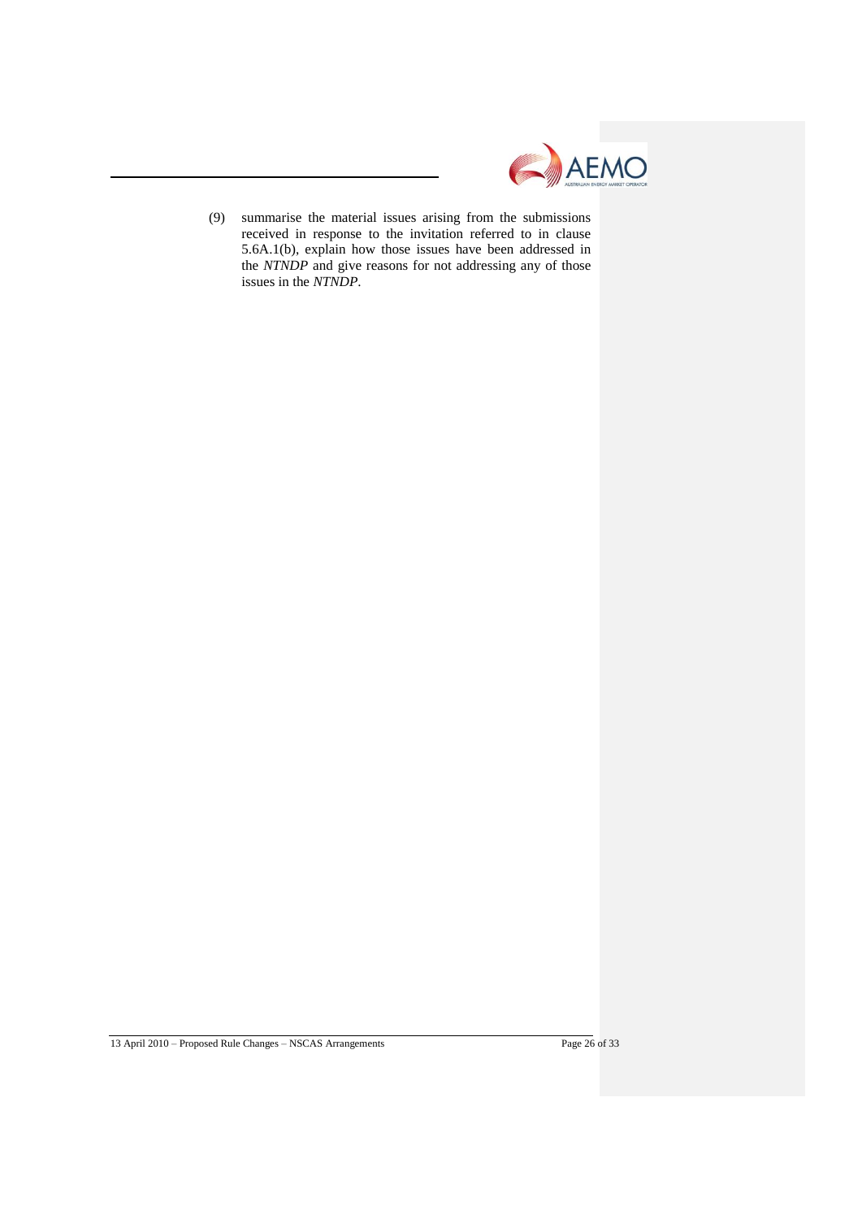(9) summarise the material issues arising from the submissions received in response to the invitation referred to in clause 5.6A.1(b), explain how those issues have been addressed in the *NTNDP* and give reasons for not addressing any of those issues in the *NTNDP*.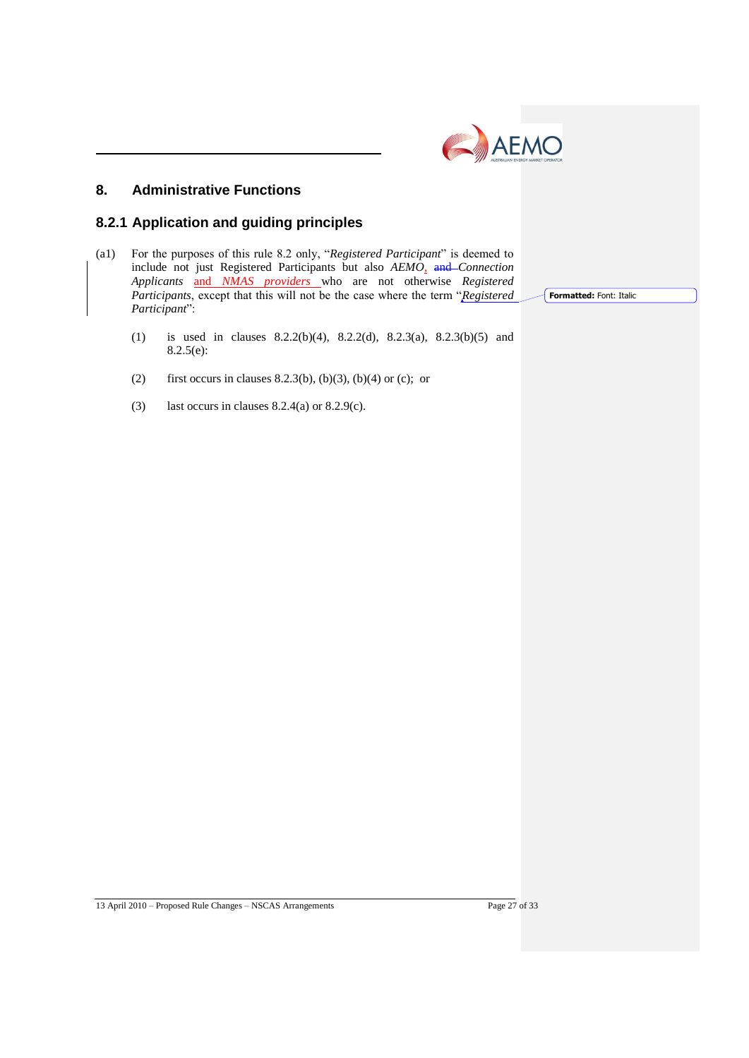# 8. Administrative Functions

## 8.2.1 Application and guiding principles

(a1) For the purposes of this rule 8.2 only, "*Registered Participant*" is deemed to include not just Registered Participants but also *AEMO*, ~~and~~ *Connection Applicants* and *NMAS providers* who are not otherwise *Registered Participants*, except that this will not be the case where the term "*Registered Participant*":

(1) is used in clauses 8.2.2(b)(4), 8.2.2(d), 8.2.3(a), 8.2.3(b)(5) and 8.2.5(e):

(2) first occurs in clauses 8.2.3(b), (b)(3), (b)(4) or (c); or

(3) last occurs in clauses 8.2.4(a) or 8.2.9(c).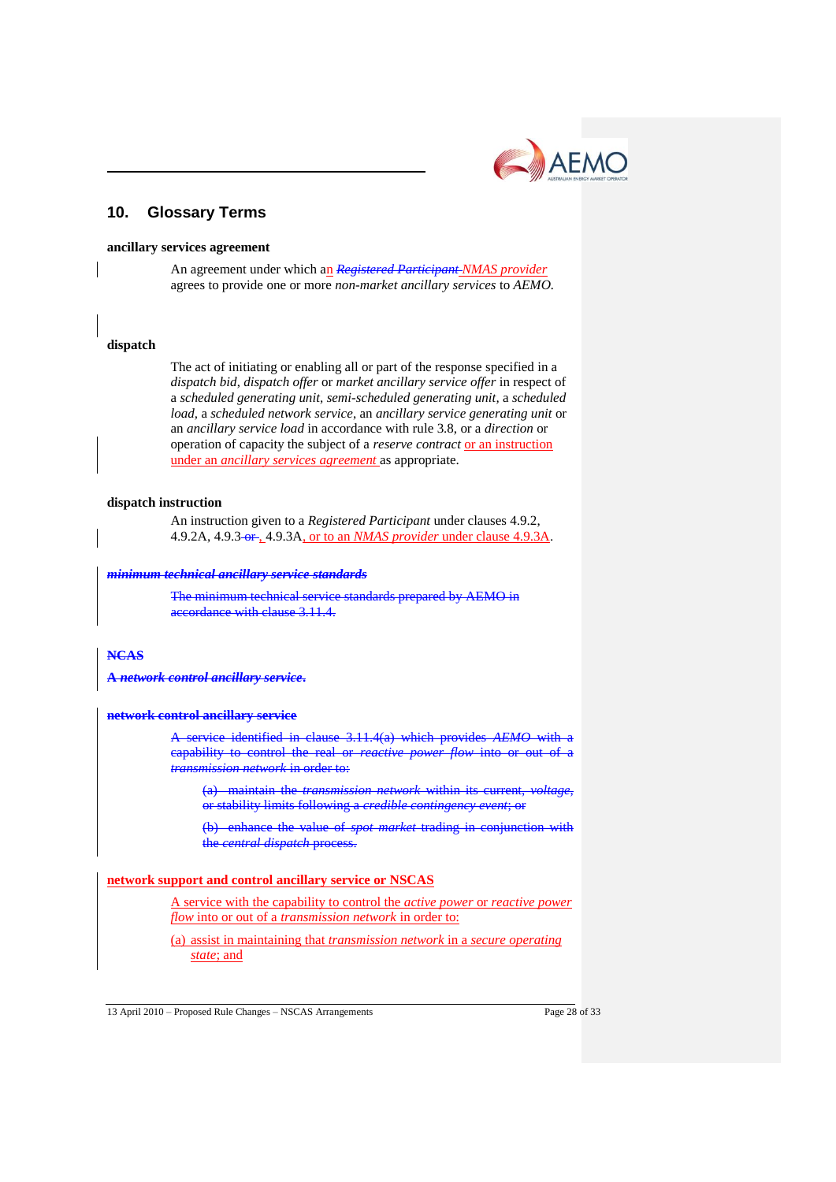## 10. Glossary Terms

**ancillary services agreement**

An agreement under which an ~~*Registered Participant*~~ *NMAS provider* agrees to provide one or more *non-market ancillary services* to *AEMO*.

**dispatch**

The act of initiating or enabling all or part of the response specified in a *dispatch bid*, *dispatch offer* or *market ancillary service offer* in respect of a *scheduled generating unit*, *semi-scheduled generating unit*, a *scheduled load*, a *scheduled network service*, an *ancillary service generating unit* or an *ancillary service load* in accordance with rule 3.8, or a *direction* or operation of capacity the subject of a *reserve contract* or an instruction under an *ancillary services agreement* as appropriate.

**dispatch instruction**

An instruction given to a *Registered Participant* under clauses 4.9.2, 4.9.2A, 4.9.3 ~~or~~ , 4.9.3A, or to an *NMAS provider* under clause 4.9.3A.

~~***minimum technical ancillary service standards***~~

~~The minimum technical service standards prepared by AEMO in accordance with clause 3.11.4.~~

~~**NCAS**~~

~~*A network control ancillary service*.~~

~~**network control ancillary service**~~

~~A service identified in clause 3.11.4(a) which provides *AEMO* with a capability to control the real or *reactive power flow* into or out of a *transmission network* in order to:~~

~~(a) maintain the *transmission network* within its current, *voltage*, or stability limits following a *credible contingency event*; or~~

~~(b) enhance the value of *spot market* trading in conjunction with the *central dispatch* process.~~

**network support and control ancillary service or NSCAS**

A service with the capability to control the *active power* or *reactive power flow* into or out of a *transmission network* in order to:

(a) assist in maintaining that *transmission network* in a *secure operating state*; and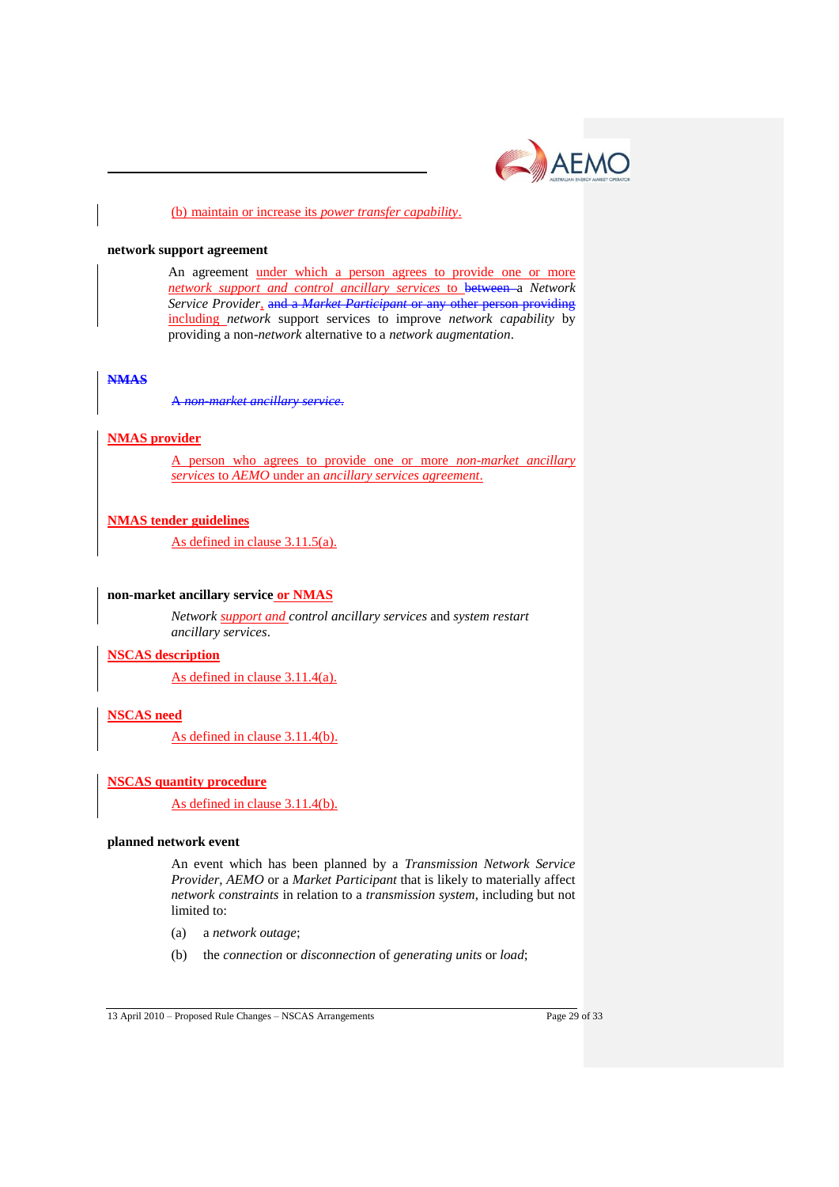(b) maintain or increase its *power transfer capability*.

**network support agreement**

An agreement under which a person agrees to provide one or more *network support and control ancillary services* to ~~between~~ a *Network Service Provider*, ~~and a *Market Participant* or any other person providing~~ including *network* support services to improve *network capability* by providing a non-*network* alternative to a *network augmentation*.

~~**NMAS**~~

~~A *non-market ancillary service*.~~

**NMAS provider**

A person who agrees to provide one or more *non-market ancillary services* to *AEMO* under an *ancillary services agreement*.

**NMAS tender guidelines**

As defined in clause 3.11.5(a).

**non-market ancillary service or NMAS**

*Network support and control ancillary services* and *system restart ancillary services*.

**NSCAS description**

As defined in clause 3.11.4(a).

**NSCAS need**

As defined in clause 3.11.4(b).

**NSCAS quantity procedure**

As defined in clause 3.11.4(b).

**planned network event**

An event which has been planned by a *Transmission Network Service Provider*, *AEMO* or a *Market Participant* that is likely to materially affect *network constraints* in relation to a *transmission system*, including but not limited to:

(a) a *network outage*;

(b) the *connection* or *disconnection* of *generating units* or *load*;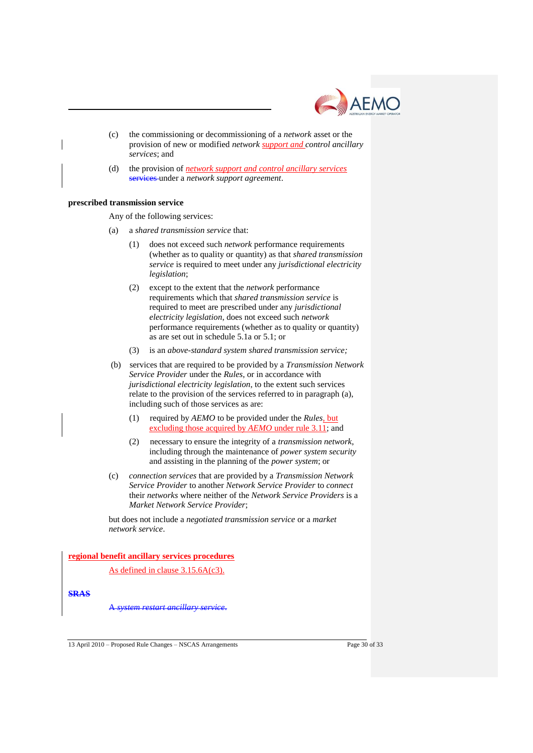(c) the commissioning or decommissioning of a *network* asset or the provision of new or modified *network* support and *control ancillary services*; and

(d) the provision of *network support and control ancillary services* ~~services~~ under a *network support agreement*.

**prescribed transmission service**

Any of the following services:

(a) a *shared transmission service* that:

   (1) does not exceed such *network* performance requirements (whether as to quality or quantity) as that *shared transmission service* is required to meet under any *jurisdictional electricity legislation*;

   (2) except to the extent that the *network* performance requirements which that *shared transmission service* is required to meet are prescribed under any *jurisdictional electricity legislation*, does not exceed such *network* performance requirements (whether as to quality or quantity) as are set out in schedule 5.1a or 5.1; or

   (3) is an *above-standard system shared transmission service;*

(b) services that are required to be provided by a *Transmission Network Service Provider* under the *Rules*, or in accordance with *jurisdictional electricity legislation*, to the extent such services relate to the provision of the services referred to in paragraph (a), including such of those services as are:

   (1) required by *AEMO* to be provided under the *Rules*, but excluding those acquired by *AEMO* under rule 3.11; and

   (2) necessary to ensure the integrity of a *transmission network*, including through the maintenance of *power system security* and assisting in the planning of the *power system*; or

(c) *connection services* that are provided by a *Transmission Network Service Provider* to another *Network Service Provider* to *connect* their *networks* where neither of the *Network Service Providers* is a *Market Network Service Provider*;

but does not include a *negotiated transmission service* or a *market network service*.

**regional benefit ancillary services procedures**

As defined in clause 3.15.6A(c3).

~~**SRAS**~~

~~*A system restart ancillary service*.~~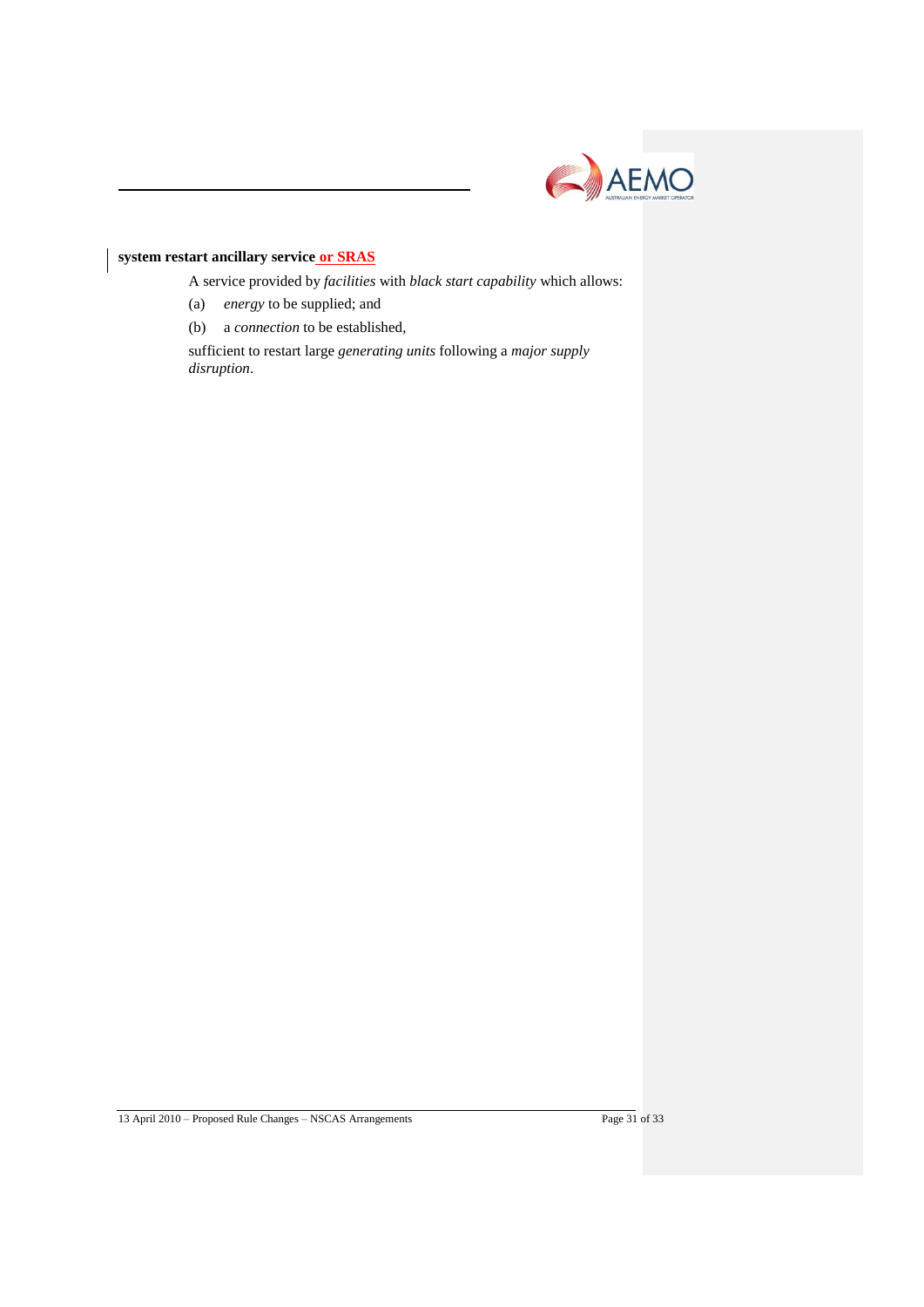**system restart ancillary service or SRAS**

A service provided by *facilities* with *black start capability* which allows:

(a) *energy* to be supplied; and

(b) a *connection* to be established,

sufficient to restart large *generating units* following a *major supply disruption*.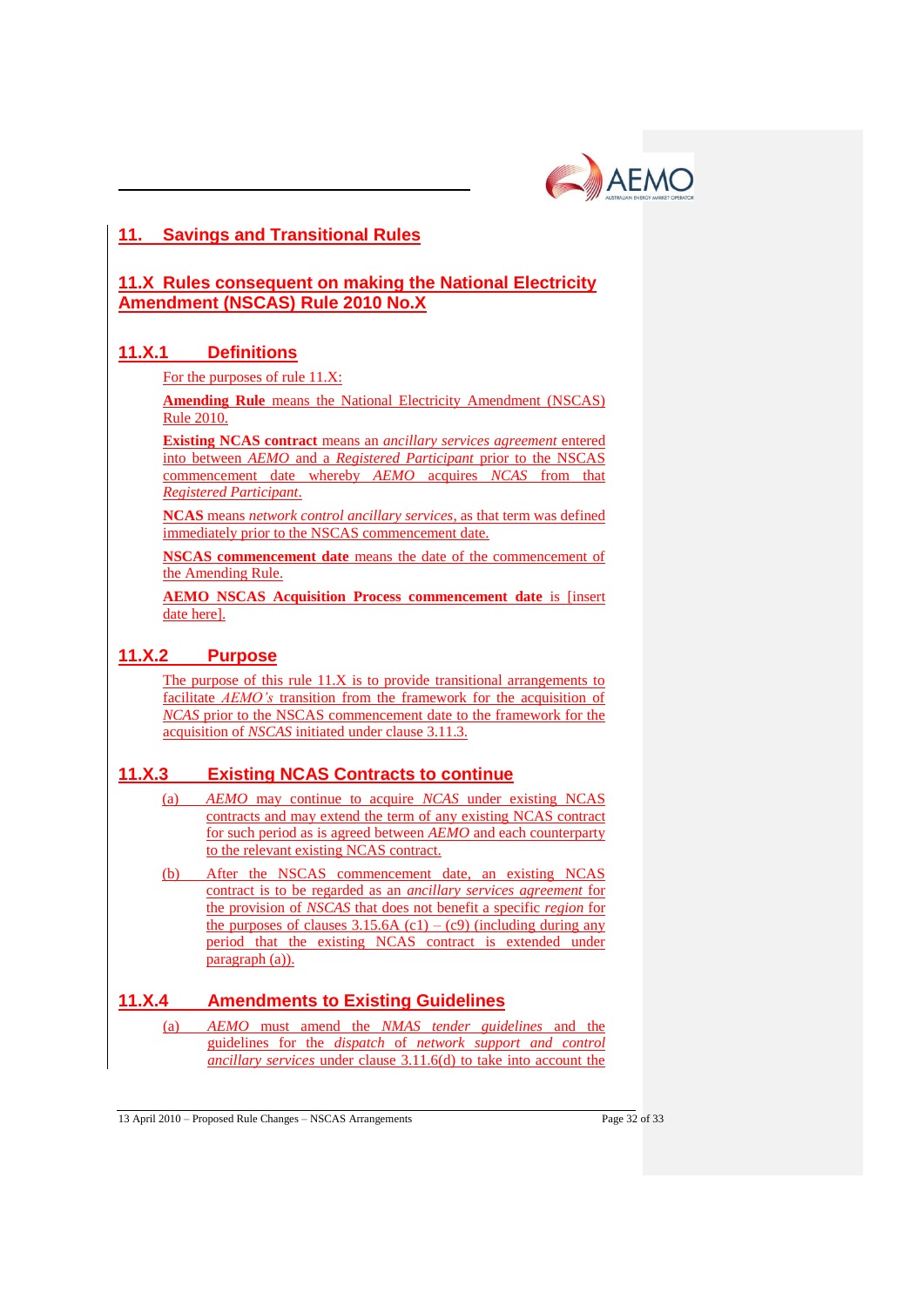# 11. Savings and Transitional Rules

## 11.X Rules consequent on making the National Electricity Amendment (NSCAS) Rule 2010 No.X

### 11.X.1 Definitions

For the purposes of rule 11.X:

**Amending Rule** means the National Electricity Amendment (NSCAS) Rule 2010.

**Existing NCAS contract** means an *ancillary services agreement* entered into between *AEMO* and a *Registered Participant* prior to the NSCAS commencement date whereby *AEMO* acquires *NCAS* from that *Registered Participant*.

**NCAS** means *network control ancillary services*, as that term was defined immediately prior to the NSCAS commencement date.

**NSCAS commencement date** means the date of the commencement of the Amending Rule.

**AEMO NSCAS Acquisition Process commencement date** is [insert date here].

### 11.X.2 Purpose

The purpose of this rule 11.X is to provide transitional arrangements to facilitate *AEMO's* transition from the framework for the acquisition of *NCAS* prior to the NSCAS commencement date to the framework for the acquisition of *NSCAS* initiated under clause 3.11.3.

### 11.X.3 Existing NCAS Contracts to continue

(a) *AEMO* may continue to acquire *NCAS* under existing NCAS contracts and may extend the term of any existing NCAS contract for such period as is agreed between *AEMO* and each counterparty to the relevant existing NCAS contract.

(b) After the NSCAS commencement date, an existing NCAS contract is to be regarded as an *ancillary services agreement* for the provision of *NSCAS* that does not benefit a specific *region* for the purposes of clauses 3.15.6A (c1) – (c9) (including during any period that the existing NCAS contract is extended under paragraph (a)).

### 11.X.4 Amendments to Existing Guidelines

(a) *AEMO* must amend the *NMAS tender guidelines* and the guidelines for the *dispatch* of *network support and control ancillary services* under clause 3.11.6(d) to take into account the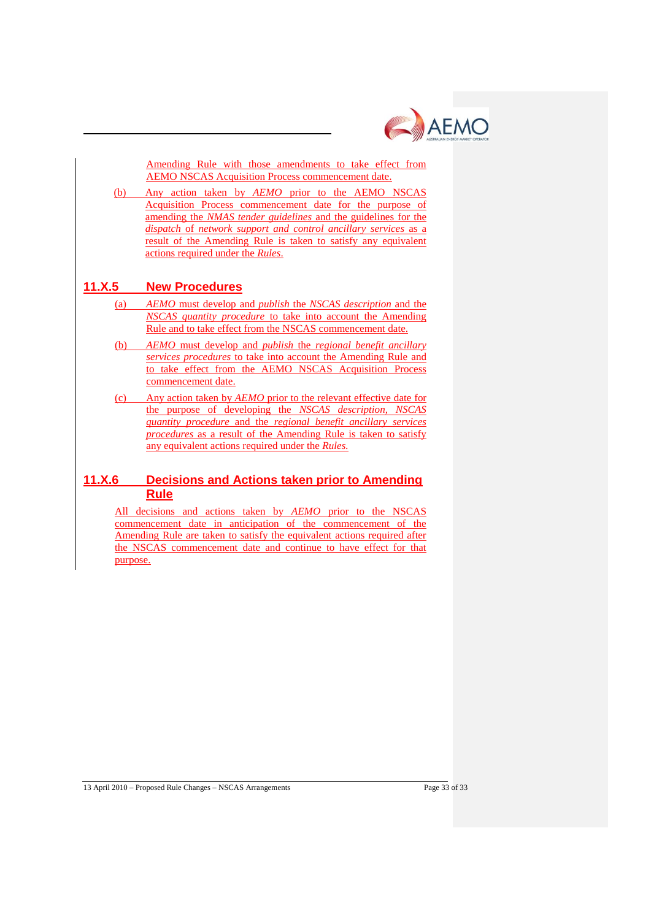Amending Rule with those amendments to take effect from AEMO NSCAS Acquisition Process commencement date.

(b) Any action taken by *AEMO* prior to the AEMO NSCAS Acquisition Process commencement date for the purpose of amending the *NMAS tender guidelines* and the guidelines for the *dispatch* of *network support and control ancillary services* as a result of the Amending Rule is taken to satisfy any equivalent actions required under the *Rules*.

## 11.X.5 New Procedures

(a) *AEMO* must develop and *publish* the *NSCAS description* and the *NSCAS quantity procedure* to take into account the Amending Rule and to take effect from the NSCAS commencement date.

(b) *AEMO* must develop and *publish* the *regional benefit ancillary services procedures* to take into account the Amending Rule and to take effect from the AEMO NSCAS Acquisition Process commencement date.

(c) Any action taken by *AEMO* prior to the relevant effective date for the purpose of developing the *NSCAS description*, *NSCAS quantity procedure* and the *regional benefit ancillary services procedures* as a result of the Amending Rule is taken to satisfy any equivalent actions required under the *Rules*.

## 11.X.6 Decisions and Actions taken prior to Amending Rule

All decisions and actions taken by *AEMO* prior to the NSCAS commencement date in anticipation of the commencement of the Amending Rule are taken to satisfy the equivalent actions required after the NSCAS commencement date and continue to have effect for that purpose.